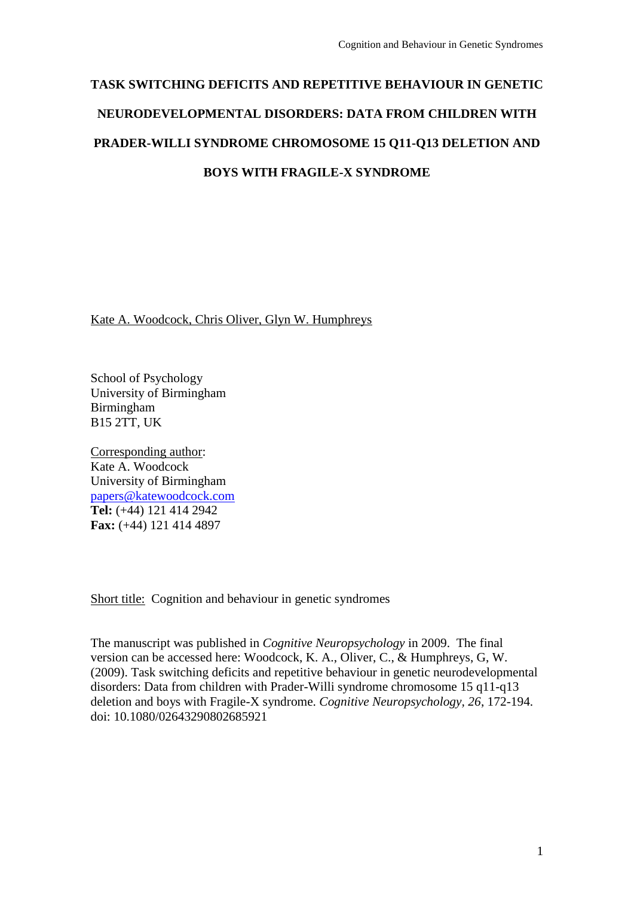# TASK SWITCHING DEFICITS AND REPETITIVE BEHAVIOUR IN GENETIC NEURODEVELOPMENTAL DISORDERS: DATA FROM CHILDREN WITH PRADER-WILLI SYNDROME CHROMOSOME 15 Q11-Q13 DELETION AND BOYS WITH FRAGILE-X SYNDROME

Kate A. Woodcock, Chris Oliver, Glyn W. Humphreys

School of Psychology
University of Birmingham
Birmingham
B15 2TT, UK

Corresponding author:
Kate A. Woodcock
University of Birmingham
papers@katewoodcock.com
**Tel:** (+44) 121 414 2942
**Fax:** (+44) 121 414 4897

Short title: Cognition and behaviour in genetic syndromes

The manuscript was published in *Cognitive Neuropsychology* in 2009. The final version can be accessed here: Woodcock, K. A., Oliver, C., & Humphreys, G, W. (2009). Task switching deficits and repetitive behaviour in genetic neurodevelopmental disorders: Data from children with Prader-Willi syndrome chromosome 15 q11-q13 deletion and boys with Fragile-X syndrome. *Cognitive Neuropsychology, 26*, 172-194. doi: 10.1080/02643290802685921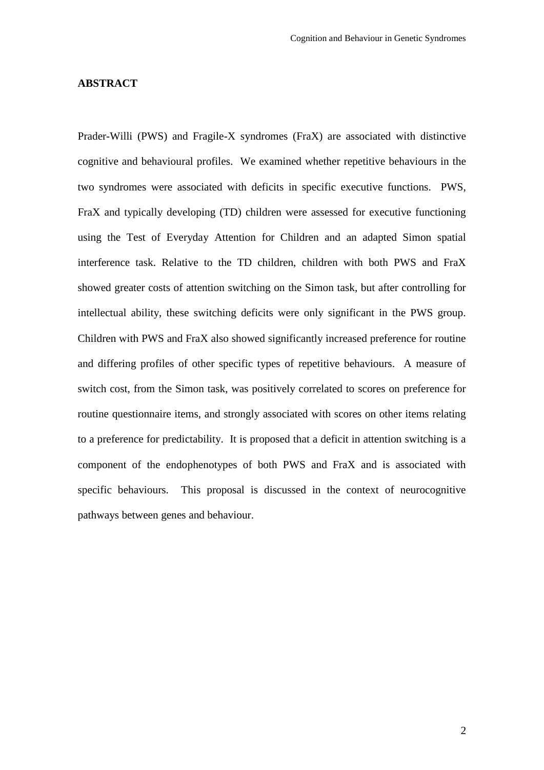## ABSTRACT

Prader-Willi (PWS) and Fragile-X syndromes (FraX) are associated with distinctive cognitive and behavioural profiles. We examined whether repetitive behaviours in the two syndromes were associated with deficits in specific executive functions. PWS, FraX and typically developing (TD) children were assessed for executive functioning using the Test of Everyday Attention for Children and an adapted Simon spatial interference task. Relative to the TD children, children with both PWS and FraX showed greater costs of attention switching on the Simon task, but after controlling for intellectual ability, these switching deficits were only significant in the PWS group. Children with PWS and FraX also showed significantly increased preference for routine and differing profiles of other specific types of repetitive behaviours. A measure of switch cost, from the Simon task, was positively correlated to scores on preference for routine questionnaire items, and strongly associated with scores on other items relating to a preference for predictability. It is proposed that a deficit in attention switching is a component of the endophenotypes of both PWS and FraX and is associated with specific behaviours. This proposal is discussed in the context of neurocognitive pathways between genes and behaviour.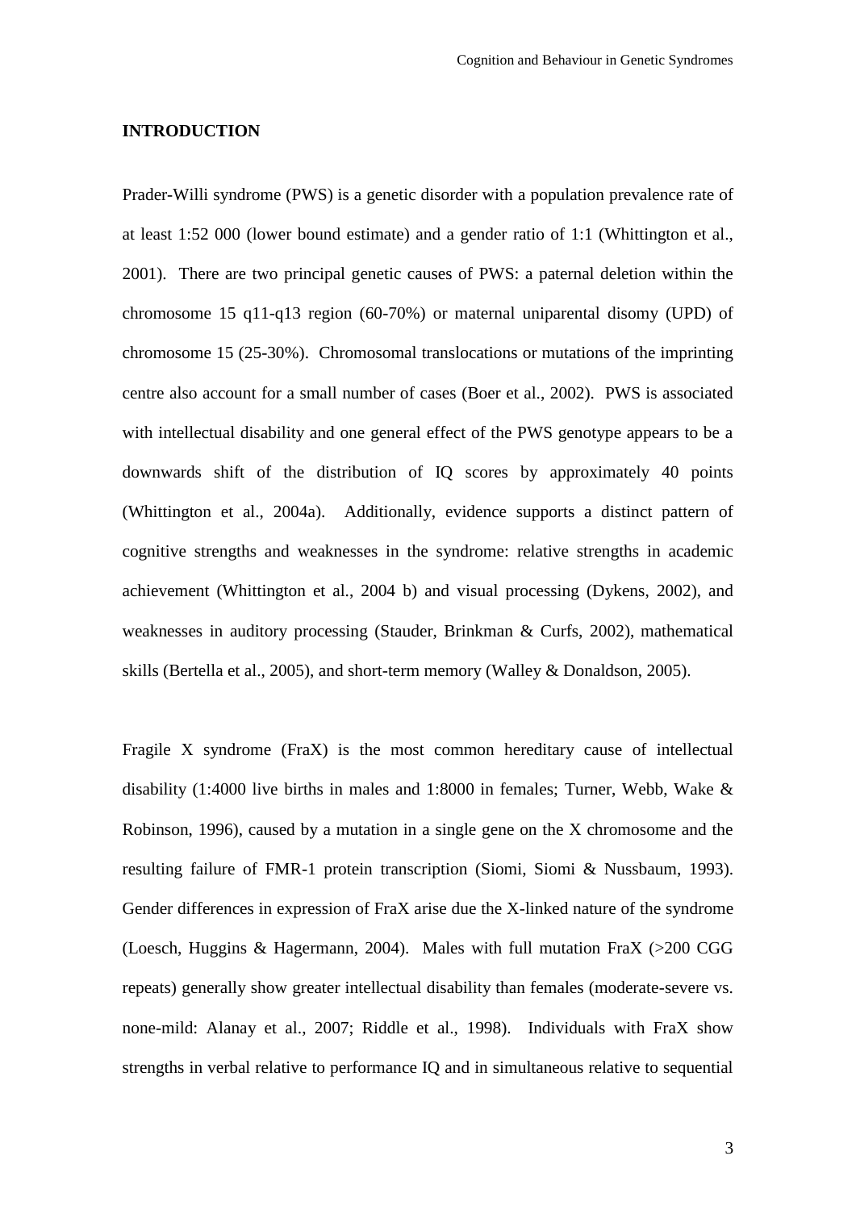# INTRODUCTION

Prader-Willi syndrome (PWS) is a genetic disorder with a population prevalence rate of at least 1:52 000 (lower bound estimate) and a gender ratio of 1:1 (Whittington et al., 2001). There are two principal genetic causes of PWS: a paternal deletion within the chromosome 15 q11-q13 region (60-70%) or maternal uniparental disomy (UPD) of chromosome 15 (25-30%). Chromosomal translocations or mutations of the imprinting centre also account for a small number of cases (Boer et al., 2002). PWS is associated with intellectual disability and one general effect of the PWS genotype appears to be a downwards shift of the distribution of IQ scores by approximately 40 points (Whittington et al., 2004a). Additionally, evidence supports a distinct pattern of cognitive strengths and weaknesses in the syndrome: relative strengths in academic achievement (Whittington et al., 2004 b) and visual processing (Dykens, 2002), and weaknesses in auditory processing (Stauder, Brinkman & Curfs, 2002), mathematical skills (Bertella et al., 2005), and short-term memory (Walley & Donaldson, 2005).

Fragile X syndrome (FraX) is the most common hereditary cause of intellectual disability (1:4000 live births in males and 1:8000 in females; Turner, Webb, Wake & Robinson, 1996), caused by a mutation in a single gene on the X chromosome and the resulting failure of FMR-1 protein transcription (Siomi, Siomi & Nussbaum, 1993). Gender differences in expression of FraX arise due the X-linked nature of the syndrome (Loesch, Huggins & Hagermann, 2004). Males with full mutation FraX (>200 CGG repeats) generally show greater intellectual disability than females (moderate-severe vs. none-mild: Alanay et al., 2007; Riddle et al., 1998). Individuals with FraX show strengths in verbal relative to performance IQ and in simultaneous relative to sequential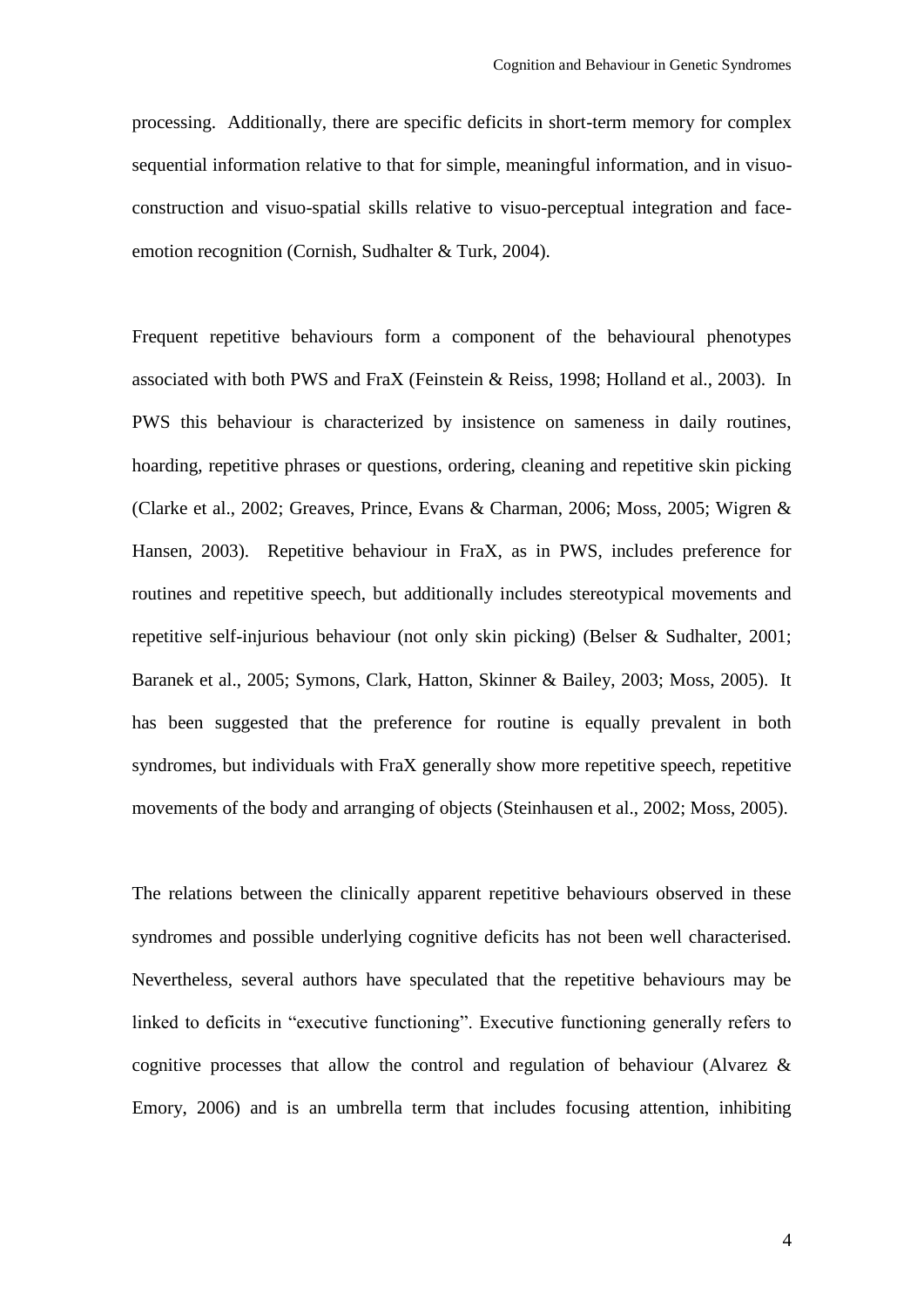processing. Additionally, there are specific deficits in short-term memory for complex sequential information relative to that for simple, meaningful information, and in visuo-construction and visuo-spatial skills relative to visuo-perceptual integration and face-emotion recognition (Cornish, Sudhalter & Turk, 2004).

Frequent repetitive behaviours form a component of the behavioural phenotypes associated with both PWS and FraX (Feinstein & Reiss, 1998; Holland et al., 2003). In PWS this behaviour is characterized by insistence on sameness in daily routines, hoarding, repetitive phrases or questions, ordering, cleaning and repetitive skin picking (Clarke et al., 2002; Greaves, Prince, Evans & Charman, 2006; Moss, 2005; Wigren & Hansen, 2003). Repetitive behaviour in FraX, as in PWS, includes preference for routines and repetitive speech, but additionally includes stereotypical movements and repetitive self-injurious behaviour (not only skin picking) (Belser & Sudhalter, 2001; Baranek et al., 2005; Symons, Clark, Hatton, Skinner & Bailey, 2003; Moss, 2005). It has been suggested that the preference for routine is equally prevalent in both syndromes, but individuals with FraX generally show more repetitive speech, repetitive movements of the body and arranging of objects (Steinhausen et al., 2002; Moss, 2005).

The relations between the clinically apparent repetitive behaviours observed in these syndromes and possible underlying cognitive deficits has not been well characterised. Nevertheless, several authors have speculated that the repetitive behaviours may be linked to deficits in "executive functioning". Executive functioning generally refers to cognitive processes that allow the control and regulation of behaviour (Alvarez & Emory, 2006) and is an umbrella term that includes focusing attention, inhibiting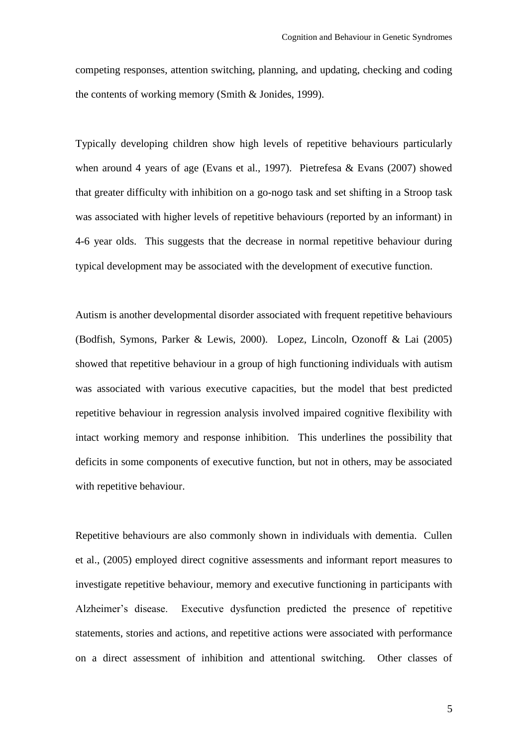competing responses, attention switching, planning, and updating, checking and coding the contents of working memory (Smith & Jonides, 1999).

Typically developing children show high levels of repetitive behaviours particularly when around 4 years of age (Evans et al., 1997). Pietrefesa & Evans (2007) showed that greater difficulty with inhibition on a go-nogo task and set shifting in a Stroop task was associated with higher levels of repetitive behaviours (reported by an informant) in 4-6 year olds. This suggests that the decrease in normal repetitive behaviour during typical development may be associated with the development of executive function.

Autism is another developmental disorder associated with frequent repetitive behaviours (Bodfish, Symons, Parker & Lewis, 2000). Lopez, Lincoln, Ozonoff & Lai (2005) showed that repetitive behaviour in a group of high functioning individuals with autism was associated with various executive capacities, but the model that best predicted repetitive behaviour in regression analysis involved impaired cognitive flexibility with intact working memory and response inhibition. This underlines the possibility that deficits in some components of executive function, but not in others, may be associated with repetitive behaviour.

Repetitive behaviours are also commonly shown in individuals with dementia. Cullen et al., (2005) employed direct cognitive assessments and informant report measures to investigate repetitive behaviour, memory and executive functioning in participants with Alzheimer's disease. Executive dysfunction predicted the presence of repetitive statements, stories and actions, and repetitive actions were associated with performance on a direct assessment of inhibition and attentional switching. Other classes of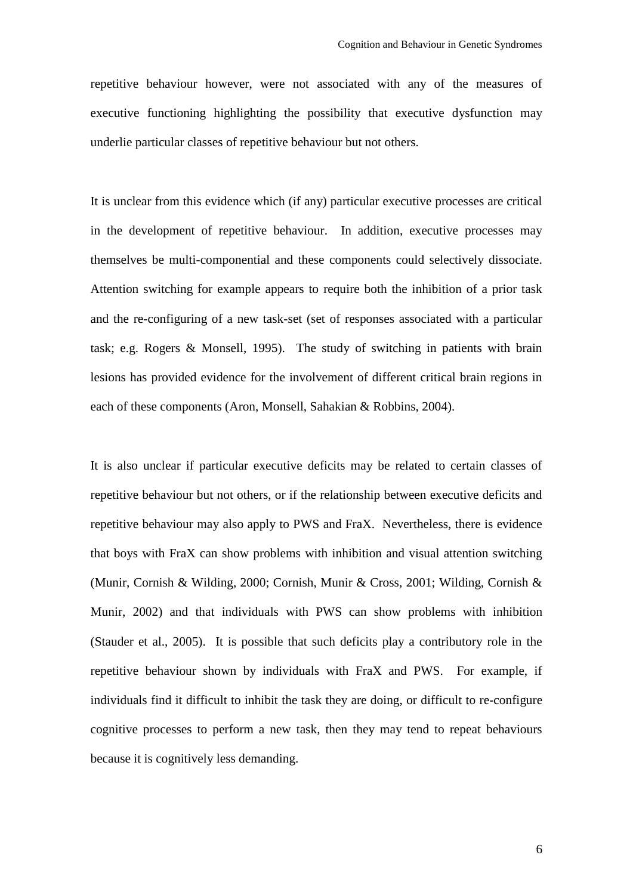repetitive behaviour however, were not associated with any of the measures of executive functioning highlighting the possibility that executive dysfunction may underlie particular classes of repetitive behaviour but not others.

It is unclear from this evidence which (if any) particular executive processes are critical in the development of repetitive behaviour. In addition, executive processes may themselves be multi-componential and these components could selectively dissociate. Attention switching for example appears to require both the inhibition of a prior task and the re-configuring of a new task-set (set of responses associated with a particular task; e.g. Rogers & Monsell, 1995). The study of switching in patients with brain lesions has provided evidence for the involvement of different critical brain regions in each of these components (Aron, Monsell, Sahakian & Robbins, 2004).

It is also unclear if particular executive deficits may be related to certain classes of repetitive behaviour but not others, or if the relationship between executive deficits and repetitive behaviour may also apply to PWS and FraX. Nevertheless, there is evidence that boys with FraX can show problems with inhibition and visual attention switching (Munir, Cornish & Wilding, 2000; Cornish, Munir & Cross, 2001; Wilding, Cornish & Munir, 2002) and that individuals with PWS can show problems with inhibition (Stauder et al., 2005). It is possible that such deficits play a contributory role in the repetitive behaviour shown by individuals with FraX and PWS. For example, if individuals find it difficult to inhibit the task they are doing, or difficult to re-configure cognitive processes to perform a new task, then they may tend to repeat behaviours because it is cognitively less demanding.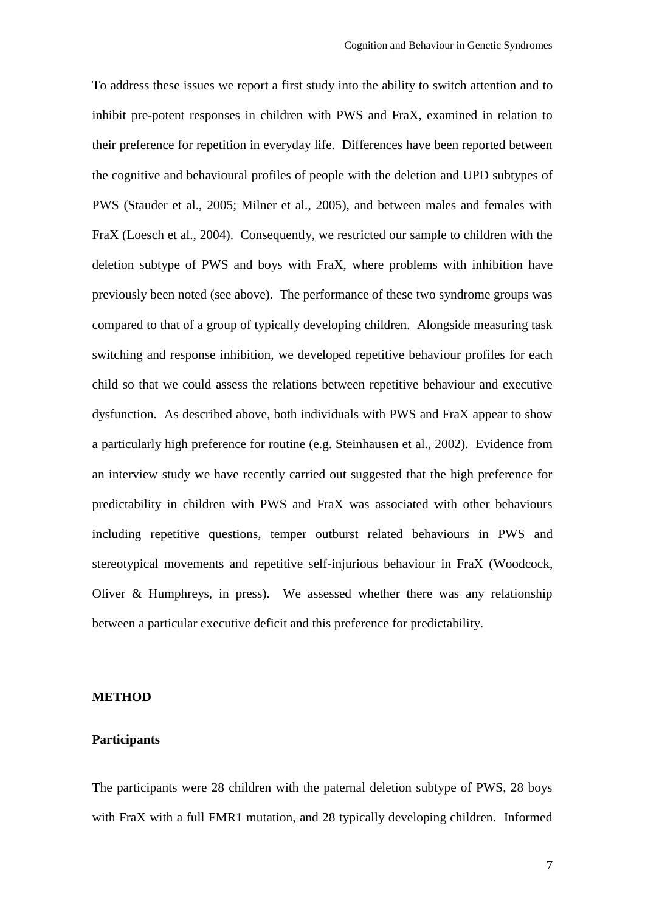To address these issues we report a first study into the ability to switch attention and to inhibit pre-potent responses in children with PWS and FraX, examined in relation to their preference for repetition in everyday life. Differences have been reported between the cognitive and behavioural profiles of people with the deletion and UPD subtypes of PWS (Stauder et al., 2005; Milner et al., 2005), and between males and females with FraX (Loesch et al., 2004). Consequently, we restricted our sample to children with the deletion subtype of PWS and boys with FraX, where problems with inhibition have previously been noted (see above). The performance of these two syndrome groups was compared to that of a group of typically developing children. Alongside measuring task switching and response inhibition, we developed repetitive behaviour profiles for each child so that we could assess the relations between repetitive behaviour and executive dysfunction. As described above, both individuals with PWS and FraX appear to show a particularly high preference for routine (e.g. Steinhausen et al., 2002). Evidence from an interview study we have recently carried out suggested that the high preference for predictability in children with PWS and FraX was associated with other behaviours including repetitive questions, temper outburst related behaviours in PWS and stereotypical movements and repetitive self-injurious behaviour in FraX (Woodcock, Oliver & Humphreys, in press). We assessed whether there was any relationship between a particular executive deficit and this preference for predictability.

## METHOD

### Participants

The participants were 28 children with the paternal deletion subtype of PWS, 28 boys with FraX with a full FMR1 mutation, and 28 typically developing children. Informed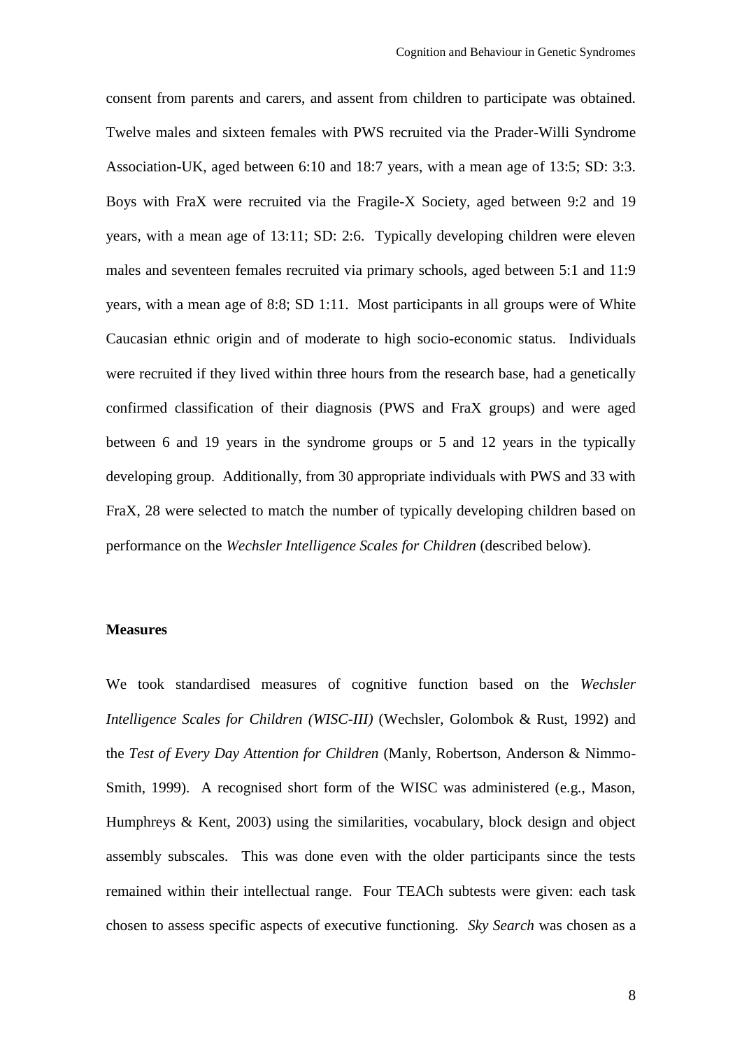consent from parents and carers, and assent from children to participate was obtained. Twelve males and sixteen females with PWS recruited via the Prader-Willi Syndrome Association-UK, aged between 6:10 and 18:7 years, with a mean age of 13:5; SD: 3:3. Boys with FraX were recruited via the Fragile-X Society, aged between 9:2 and 19 years, with a mean age of 13:11; SD: 2:6. Typically developing children were eleven males and seventeen females recruited via primary schools, aged between 5:1 and 11:9 years, with a mean age of 8:8; SD 1:11. Most participants in all groups were of White Caucasian ethnic origin and of moderate to high socio-economic status. Individuals were recruited if they lived within three hours from the research base, had a genetically confirmed classification of their diagnosis (PWS and FraX groups) and were aged between 6 and 19 years in the syndrome groups or 5 and 12 years in the typically developing group. Additionally, from 30 appropriate individuals with PWS and 33 with FraX, 28 were selected to match the number of typically developing children based on performance on the *Wechsler Intelligence Scales for Children* (described below).

**Measures**

We took standardised measures of cognitive function based on the *Wechsler Intelligence Scales for Children (WISC-III)* (Wechsler, Golombok & Rust, 1992) and the *Test of Every Day Attention for Children* (Manly, Robertson, Anderson & Nimmo-Smith, 1999). A recognised short form of the WISC was administered (e.g., Mason, Humphreys & Kent, 2003) using the similarities, vocabulary, block design and object assembly subscales. This was done even with the older participants since the tests remained within their intellectual range. Four TEACh subtests were given: each task chosen to assess specific aspects of executive functioning. *Sky Search* was chosen as a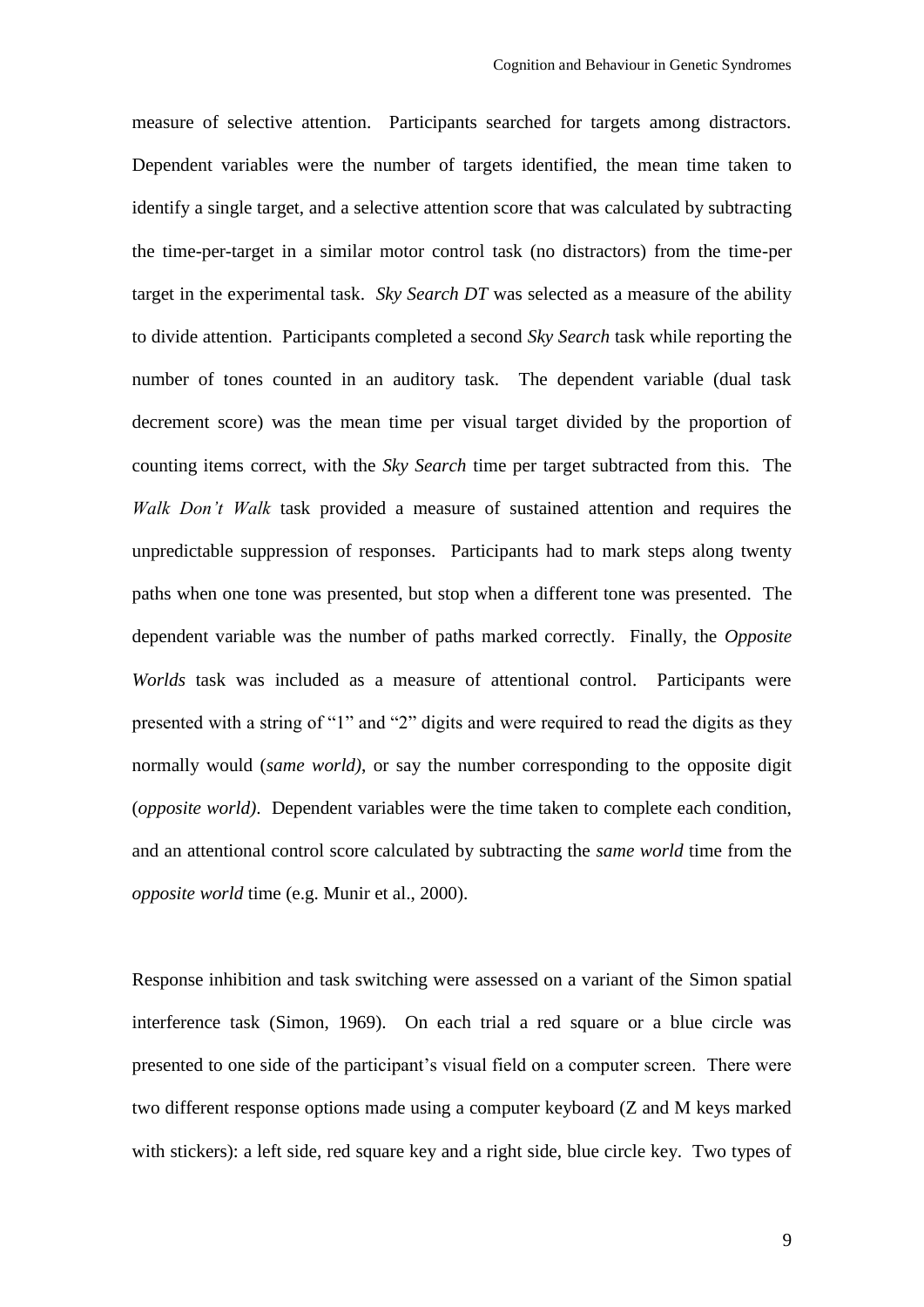measure of selective attention. Participants searched for targets among distractors. Dependent variables were the number of targets identified, the mean time taken to identify a single target, and a selective attention score that was calculated by subtracting the time-per-target in a similar motor control task (no distractors) from the time-per target in the experimental task. *Sky Search DT* was selected as a measure of the ability to divide attention. Participants completed a second *Sky Search* task while reporting the number of tones counted in an auditory task. The dependent variable (dual task decrement score) was the mean time per visual target divided by the proportion of counting items correct, with the *Sky Search* time per target subtracted from this. The *Walk Don't Walk* task provided a measure of sustained attention and requires the unpredictable suppression of responses. Participants had to mark steps along twenty paths when one tone was presented, but stop when a different tone was presented. The dependent variable was the number of paths marked correctly. Finally, the *Opposite Worlds* task was included as a measure of attentional control. Participants were presented with a string of "1" and "2" digits and were required to read the digits as they normally would (*same world)*, or say the number corresponding to the opposite digit (*opposite world)*. Dependent variables were the time taken to complete each condition, and an attentional control score calculated by subtracting the *same world* time from the *opposite world* time (e.g. Munir et al., 2000).

Response inhibition and task switching were assessed on a variant of the Simon spatial interference task (Simon, 1969). On each trial a red square or a blue circle was presented to one side of the participant's visual field on a computer screen. There were two different response options made using a computer keyboard (Z and M keys marked with stickers): a left side, red square key and a right side, blue circle key. Two types of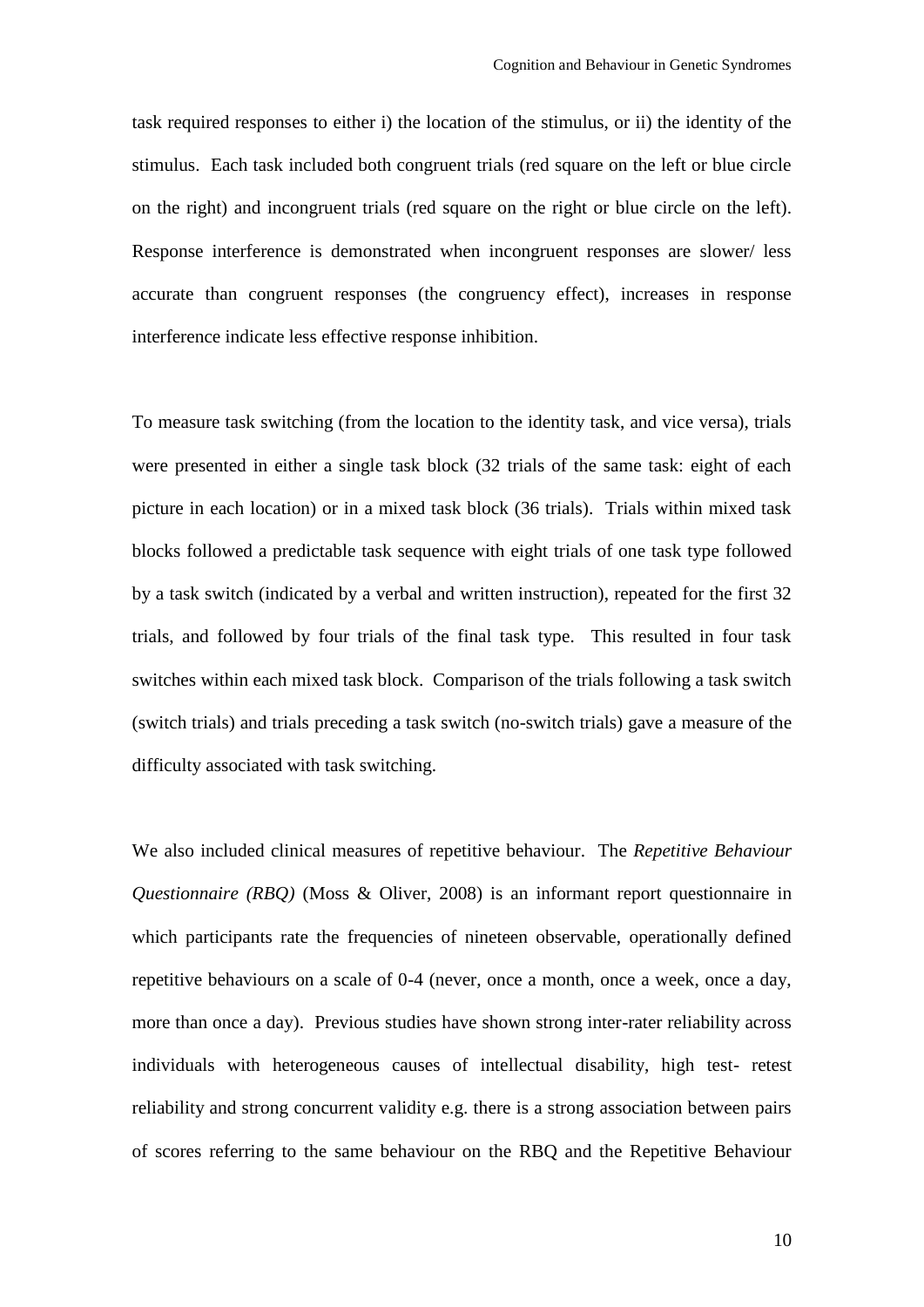task required responses to either i) the location of the stimulus, or ii) the identity of the stimulus. Each task included both congruent trials (red square on the left or blue circle on the right) and incongruent trials (red square on the right or blue circle on the left). Response interference is demonstrated when incongruent responses are slower/ less accurate than congruent responses (the congruency effect), increases in response interference indicate less effective response inhibition.

To measure task switching (from the location to the identity task, and vice versa), trials were presented in either a single task block (32 trials of the same task: eight of each picture in each location) or in a mixed task block (36 trials). Trials within mixed task blocks followed a predictable task sequence with eight trials of one task type followed by a task switch (indicated by a verbal and written instruction), repeated for the first 32 trials, and followed by four trials of the final task type. This resulted in four task switches within each mixed task block. Comparison of the trials following a task switch (switch trials) and trials preceding a task switch (no-switch trials) gave a measure of the difficulty associated with task switching.

We also included clinical measures of repetitive behaviour. The *Repetitive Behaviour Questionnaire (RBQ)* (Moss & Oliver, 2008) is an informant report questionnaire in which participants rate the frequencies of nineteen observable, operationally defined repetitive behaviours on a scale of 0-4 (never, once a month, once a week, once a day, more than once a day). Previous studies have shown strong inter-rater reliability across individuals with heterogeneous causes of intellectual disability, high test- retest reliability and strong concurrent validity e.g. there is a strong association between pairs of scores referring to the same behaviour on the RBQ and the Repetitive Behaviour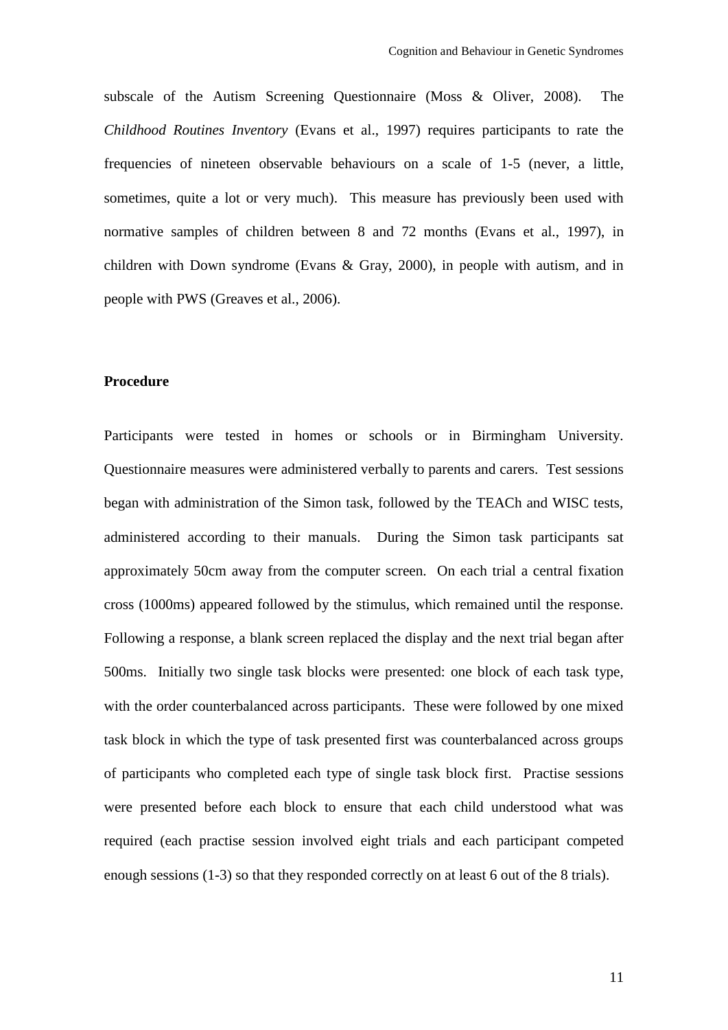subscale of the Autism Screening Questionnaire (Moss & Oliver, 2008). The *Childhood Routines Inventory* (Evans et al., 1997) requires participants to rate the frequencies of nineteen observable behaviours on a scale of 1-5 (never, a little, sometimes, quite a lot or very much). This measure has previously been used with normative samples of children between 8 and 72 months (Evans et al., 1997), in children with Down syndrome (Evans & Gray, 2000), in people with autism, and in people with PWS (Greaves et al., 2006).

**Procedure**

Participants were tested in homes or schools or in Birmingham University. Questionnaire measures were administered verbally to parents and carers. Test sessions began with administration of the Simon task, followed by the TEACh and WISC tests, administered according to their manuals. During the Simon task participants sat approximately 50cm away from the computer screen. On each trial a central fixation cross (1000ms) appeared followed by the stimulus, which remained until the response. Following a response, a blank screen replaced the display and the next trial began after 500ms. Initially two single task blocks were presented: one block of each task type, with the order counterbalanced across participants. These were followed by one mixed task block in which the type of task presented first was counterbalanced across groups of participants who completed each type of single task block first. Practise sessions were presented before each block to ensure that each child understood what was required (each practise session involved eight trials and each participant competed enough sessions (1-3) so that they responded correctly on at least 6 out of the 8 trials).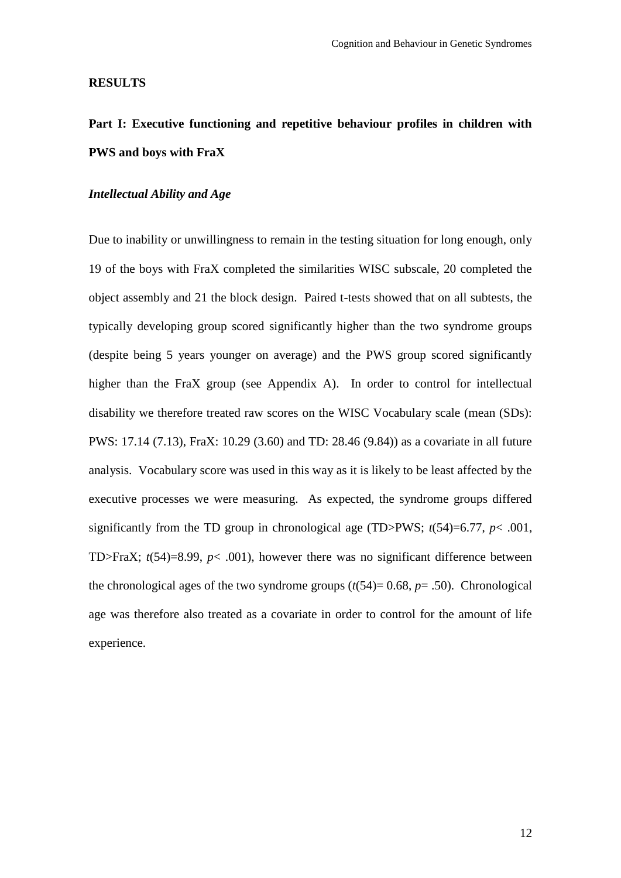## RESULTS

### Part I: Executive functioning and repetitive behaviour profiles in children with PWS and boys with FraX

#### *Intellectual Ability and Age*

Due to inability or unwillingness to remain in the testing situation for long enough, only 19 of the boys with FraX completed the similarities WISC subscale, 20 completed the object assembly and 21 the block design. Paired t-tests showed that on all subtests, the typically developing group scored significantly higher than the two syndrome groups (despite being 5 years younger on average) and the PWS group scored significantly higher than the FraX group (see Appendix A). In order to control for intellectual disability we therefore treated raw scores on the WISC Vocabulary scale (mean (SDs): PWS: 17.14 (7.13), FraX: 10.29 (3.60) and TD: 28.46 (9.84)) as a covariate in all future analysis. Vocabulary score was used in this way as it is likely to be least affected by the executive processes we were measuring. As expected, the syndrome groups differed significantly from the TD group in chronological age (TD>PWS; $t(54)=6.77$, $p< .001$, TD>FraX; $t(54)=8.99$, $p< .001$), however there was no significant difference between the chronological ages of the two syndrome groups ($t(54)= 0.68$, $p= .50$). Chronological age was therefore also treated as a covariate in order to control for the amount of life experience.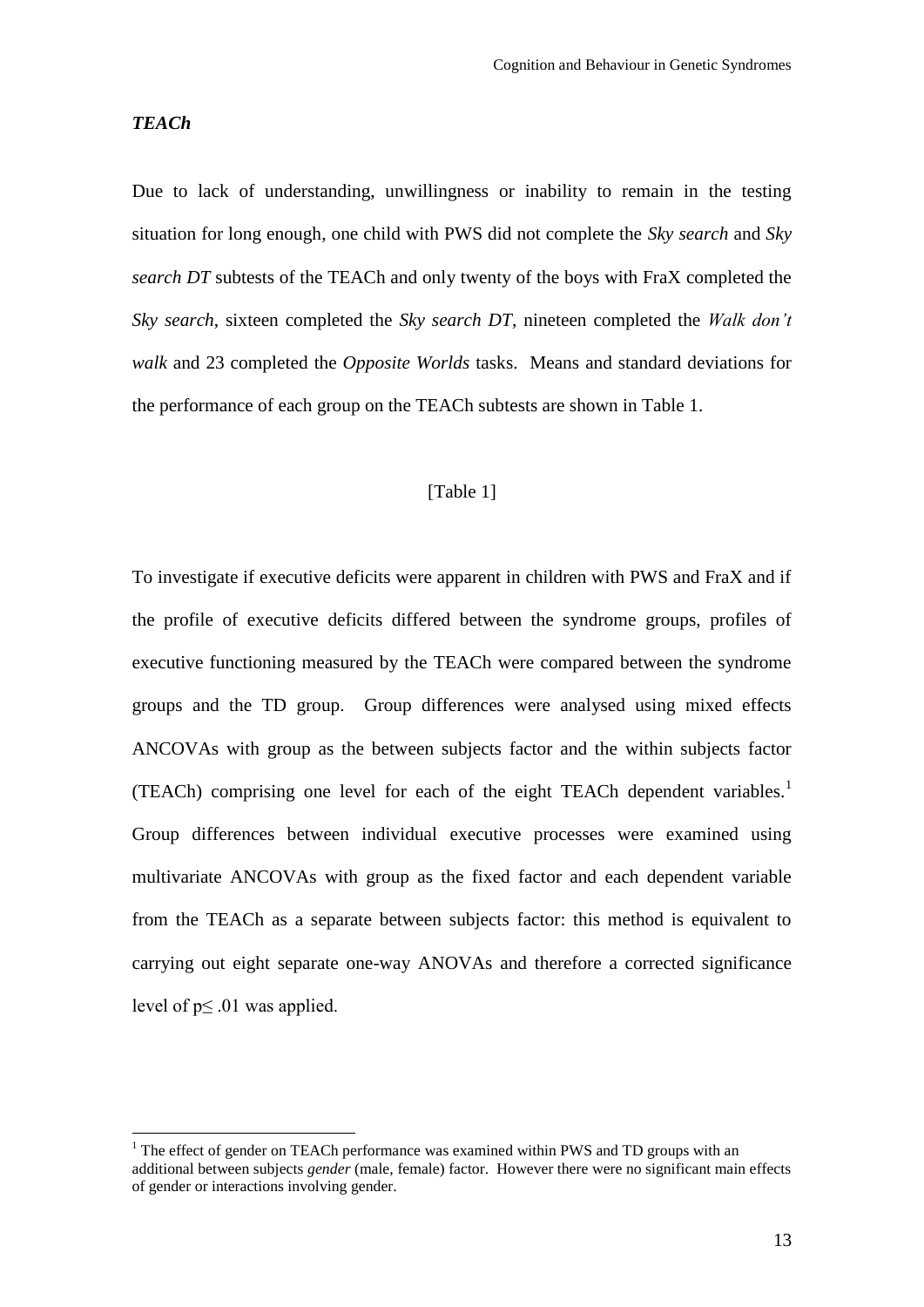### *TEACh*

Due to lack of understanding, unwillingness or inability to remain in the testing situation for long enough, one child with PWS did not complete the *Sky search* and *Sky search DT* subtests of the TEACh and only twenty of the boys with FraX completed the *Sky search*, sixteen completed the *Sky search DT*, nineteen completed the *Walk don't walk* and 23 completed the *Opposite Worlds* tasks. Means and standard deviations for the performance of each group on the TEACh subtests are shown in Table 1.

[Table 1]

To investigate if executive deficits were apparent in children with PWS and FraX and if the profile of executive deficits differed between the syndrome groups, profiles of executive functioning measured by the TEACh were compared between the syndrome groups and the TD group. Group differences were analysed using mixed effects ANCOVAs with group as the between subjects factor and the within subjects factor (TEACh) comprising one level for each of the eight TEACh dependent variables.[1] Group differences between individual executive processes were examined using multivariate ANCOVAs with group as the fixed factor and each dependent variable from the TEACh as a separate between subjects factor: this method is equivalent to carrying out eight separate one-way ANOVAs and therefore a corrected significance level of $p \leq .01$ was applied.

[1] The effect of gender on TEACh performance was examined within PWS and TD groups with an additional between subjects *gender* (male, female) factor. However there were no significant main effects of gender or interactions involving gender.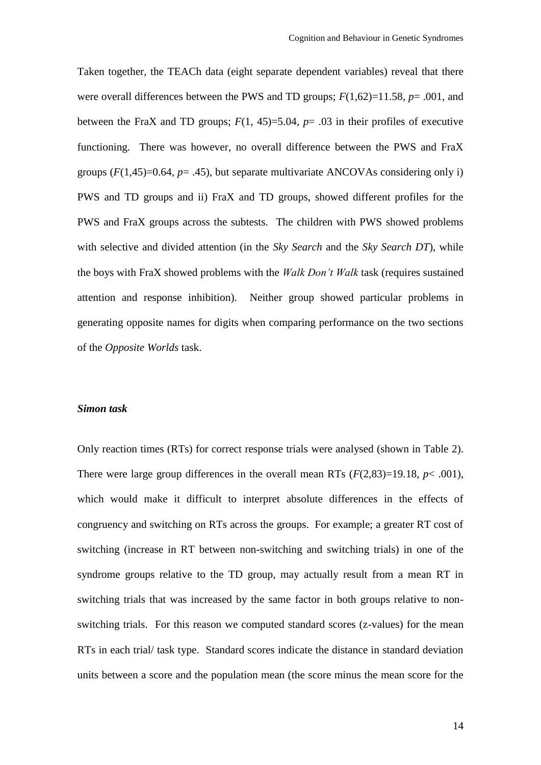Taken together, the TEACh data (eight separate dependent variables) reveal that there were overall differences between the PWS and TD groups; $F(1,62)=11.58$, $p= .001$, and between the FraX and TD groups; $F(1, 45)=5.04$, $p= .03$ in their profiles of executive functioning. There was however, no overall difference between the PWS and FraX groups ($F(1,45)=0.64$, $p= .45$), but separate multivariate ANCOVAs considering only i) PWS and TD groups and ii) FraX and TD groups, showed different profiles for the PWS and FraX groups across the subtests. The children with PWS showed problems with selective and divided attention (in the *Sky Search* and the *Sky Search DT*), while the boys with FraX showed problems with the *Walk Don't Walk* task (requires sustained attention and response inhibition). Neither group showed particular problems in generating opposite names for digits when comparing performance on the two sections of the *Opposite Worlds* task.

### *Simon task*

Only reaction times (RTs) for correct response trials were analysed (shown in Table 2). There were large group differences in the overall mean RTs ($F(2,83)=19.18$, $p< .001$), which would make it difficult to interpret absolute differences in the effects of congruency and switching on RTs across the groups. For example; a greater RT cost of switching (increase in RT between non-switching and switching trials) in one of the syndrome groups relative to the TD group, may actually result from a mean RT in switching trials that was increased by the same factor in both groups relative to non-switching trials. For this reason we computed standard scores (z-values) for the mean RTs in each trial/ task type. Standard scores indicate the distance in standard deviation units between a score and the population mean (the score minus the mean score for the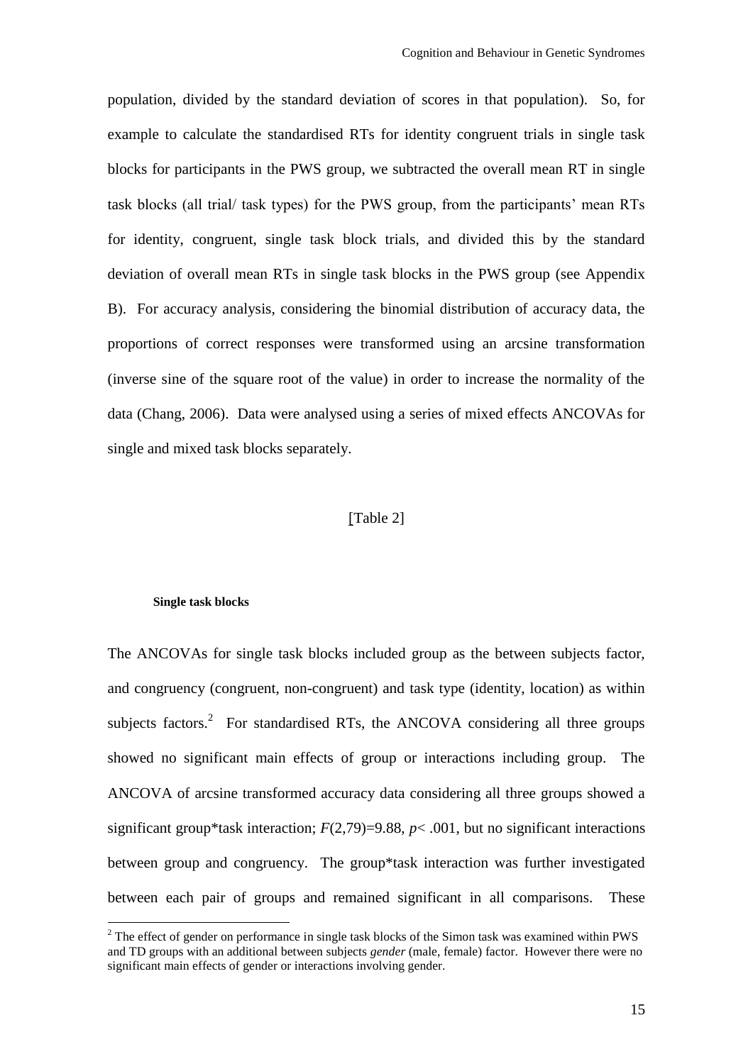population, divided by the standard deviation of scores in that population). So, for example to calculate the standardised RTs for identity congruent trials in single task blocks for participants in the PWS group, we subtracted the overall mean RT in single task blocks (all trial/ task types) for the PWS group, from the participants' mean RTs for identity, congruent, single task block trials, and divided this by the standard deviation of overall mean RTs in single task blocks in the PWS group (see Appendix B). For accuracy analysis, considering the binomial distribution of accuracy data, the proportions of correct responses were transformed using an arcsine transformation (inverse sine of the square root of the value) in order to increase the normality of the data (Chang, 2006). Data were analysed using a series of mixed effects ANCOVAs for single and mixed task blocks separately.

[Table 2]

#### Single task blocks

The ANCOVAs for single task blocks included group as the between subjects factor, and congruency (congruent, non-congruent) and task type (identity, location) as within subjects factors.[2] For standardised RTs, the ANCOVA considering all three groups showed no significant main effects of group or interactions including group. The ANCOVA of arcsine transformed accuracy data considering all three groups showed a significant group*task interaction; $F(2,79)=9.88$, $p < .001$, but no significant interactions between group and congruency. The group*task interaction was further investigated between each pair of groups and remained significant in all comparisons. These

[2] The effect of gender on performance in single task blocks of the Simon task was examined within PWS and TD groups with an additional between subjects *gender* (male, female) factor. However there were no significant main effects of gender or interactions involving gender.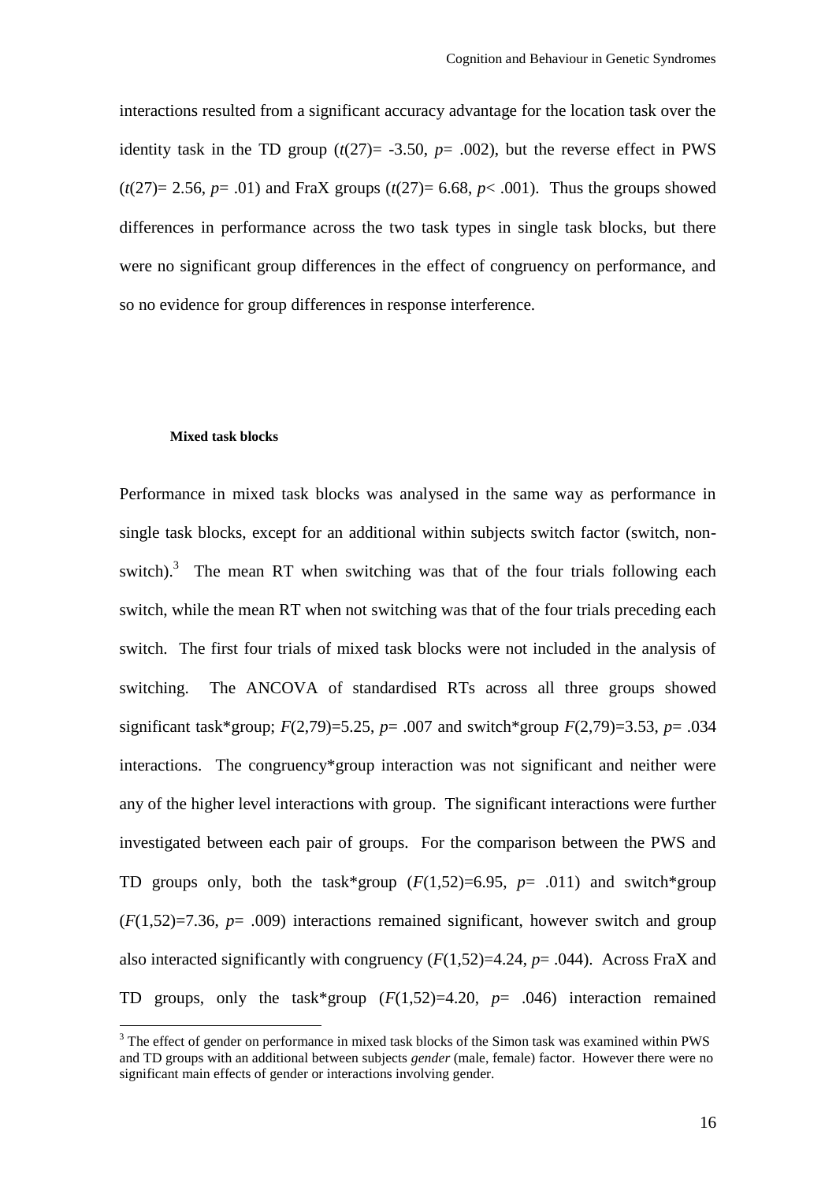interactions resulted from a significant accuracy advantage for the location task over the identity task in the TD group ($t(27)= -3.50$, $p= .002$), but the reverse effect in PWS ($t(27)= 2.56$, $p= .01$) and FraX groups ($t(27)= 6.68$, $p< .001$). Thus the groups showed differences in performance across the two task types in single task blocks, but there were no significant group differences in the effect of congruency on performance, and so no evidence for group differences in response interference.

#### Mixed task blocks

Performance in mixed task blocks was analysed in the same way as performance in single task blocks, except for an additional within subjects switch factor (switch, non-switch).[3] The mean RT when switching was that of the four trials following each switch, while the mean RT when not switching was that of the four trials preceding each switch. The first four trials of mixed task blocks were not included in the analysis of switching. The ANCOVA of standardised RTs across all three groups showed significant task*group; $F(2,79)=5.25$, $p= .007$ and switch*group $F(2,79)=3.53$, $p= .034$ interactions. The congruency*group interaction was not significant and neither were any of the higher level interactions with group. The significant interactions were further investigated between each pair of groups. For the comparison between the PWS and TD groups only, both the task*group ($F(1,52)=6.95$, $p= .011$) and switch*group ($F(1,52)=7.36$, $p= .009$) interactions remained significant, however switch and group also interacted significantly with congruency ($F(1,52)=4.24$, $p= .044$). Across FraX and TD groups, only the task*group ($F(1,52)=4.20$, $p= .046$) interaction remained

[3] The effect of gender on performance in mixed task blocks of the Simon task was examined within PWS and TD groups with an additional between subjects *gender* (male, female) factor. However there were no significant main effects of gender or interactions involving gender.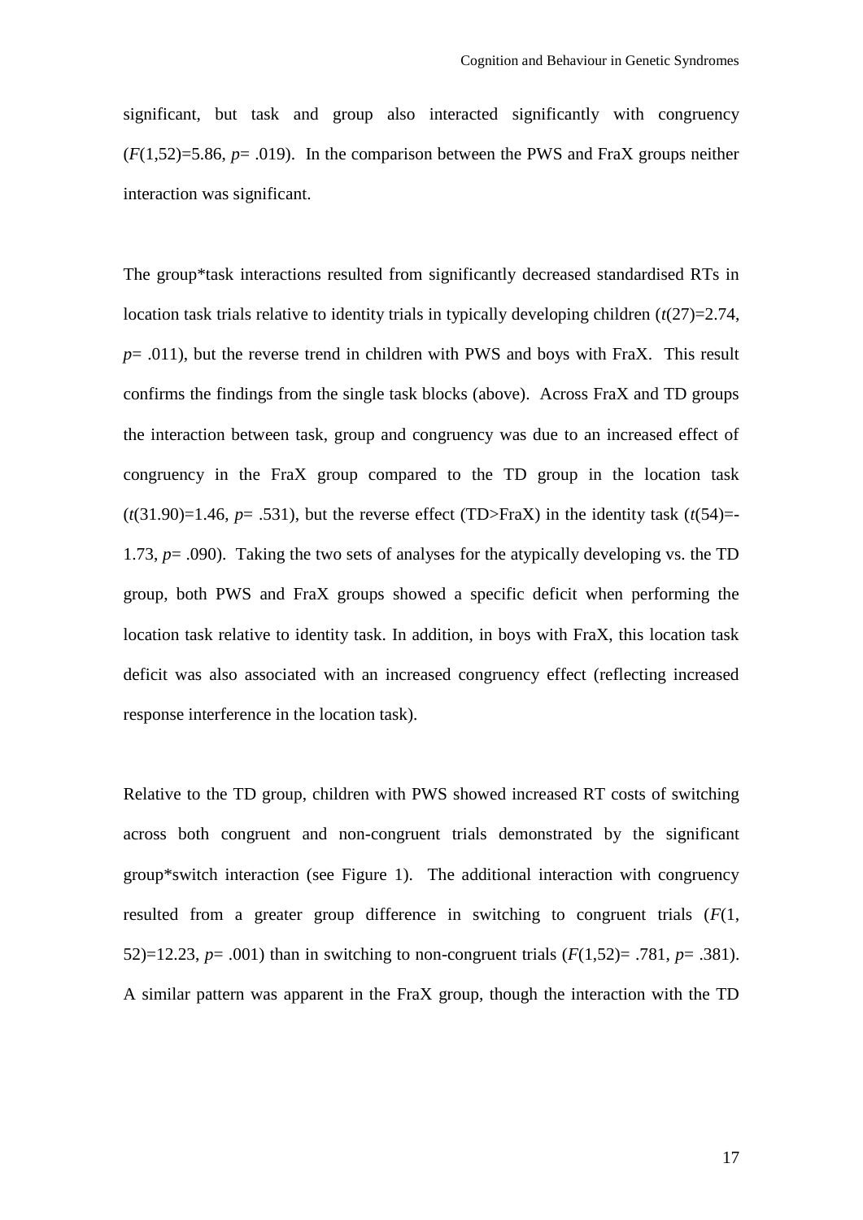significant, but task and group also interacted significantly with congruency ($F(1,52)=5.86$, $p= .019$). In the comparison between the PWS and FraX groups neither interaction was significant.

The group*task interactions resulted from significantly decreased standardised RTs in location task trials relative to identity trials in typically developing children ($t(27)=2.74$, $p= .011$), but the reverse trend in children with PWS and boys with FraX. This result confirms the findings from the single task blocks (above). Across FraX and TD groups the interaction between task, group and congruency was due to an increased effect of congruency in the FraX group compared to the TD group in the location task ($t(31.90)=1.46$, $p= .531$), but the reverse effect (TD>FraX) in the identity task ($t(54)=-1.73$, $p= .090$). Taking the two sets of analyses for the atypically developing vs. the TD group, both PWS and FraX groups showed a specific deficit when performing the location task relative to identity task. In addition, in boys with FraX, this location task deficit was also associated with an increased congruency effect (reflecting increased response interference in the location task).

Relative to the TD group, children with PWS showed increased RT costs of switching across both congruent and non-congruent trials demonstrated by the significant group*switch interaction (see Figure 1). The additional interaction with congruency resulted from a greater group difference in switching to congruent trials ($F(1, 52)=12.23$, $p= .001$) than in switching to non-congruent trials ($F(1,52)= .781$, $p= .381$). A similar pattern was apparent in the FraX group, though the interaction with the TD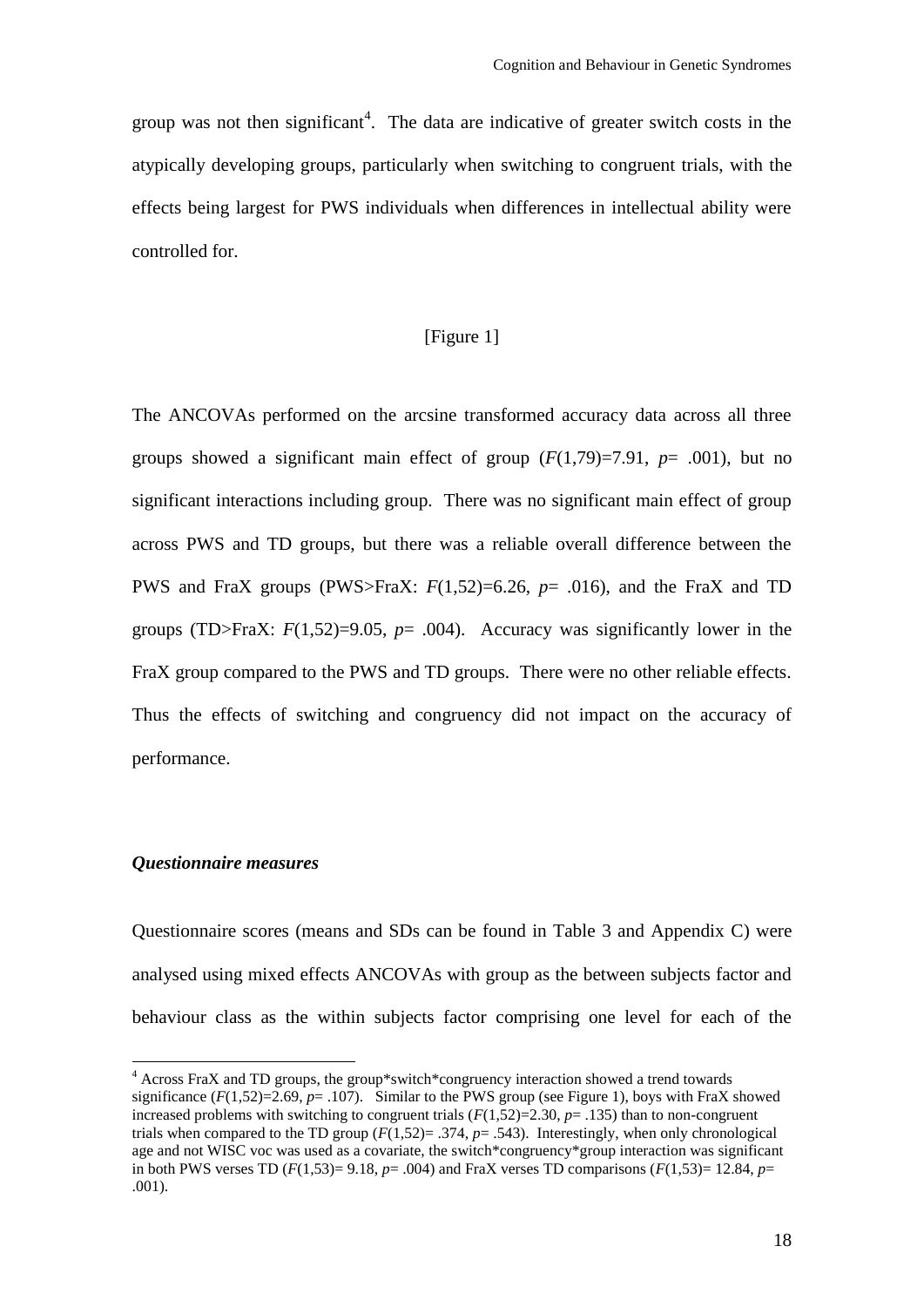group was not then significant[4]. The data are indicative of greater switch costs in the atypically developing groups, particularly when switching to congruent trials, with the effects being largest for PWS individuals when differences in intellectual ability were controlled for.

[Figure 1]

The ANCOVAs performed on the arcsine transformed accuracy data across all three groups showed a significant main effect of group ($F(1,79)=7.91$, $p= .001$), but no significant interactions including group. There was no significant main effect of group across PWS and TD groups, but there was a reliable overall difference between the PWS and FraX groups (PWS>FraX: $F(1,52)=6.26$, $p= .016$), and the FraX and TD groups (TD>FraX: $F(1,52)=9.05$, $p= .004$). Accuracy was significantly lower in the FraX group compared to the PWS and TD groups. There were no other reliable effects. Thus the effects of switching and congruency did not impact on the accuracy of performance.

### *Questionnaire measures*

Questionnaire scores (means and SDs can be found in Table 3 and Appendix C) were analysed using mixed effects ANCOVAs with group as the between subjects factor and behaviour class as the within subjects factor comprising one level for each of the

[4] Across FraX and TD groups, the group*switch*congruency interaction showed a trend towards significance ($F(1,52)=2.69$, $p= .107$). Similar to the PWS group (see Figure 1), boys with FraX showed increased problems with switching to congruent trials ($F(1,52)=2.30$, $p= .135$) than to non-congruent trials when compared to the TD group ($F(1,52)= .374$, $p= .543$). Interestingly, when only chronological age and not WISC voc was used as a covariate, the switch*congruency*group interaction was significant in both PWS verses TD ($F(1,53)= 9.18$, $p= .004$) and FraX verses TD comparisons ($F(1,53)= 12.84$, $p= .001$).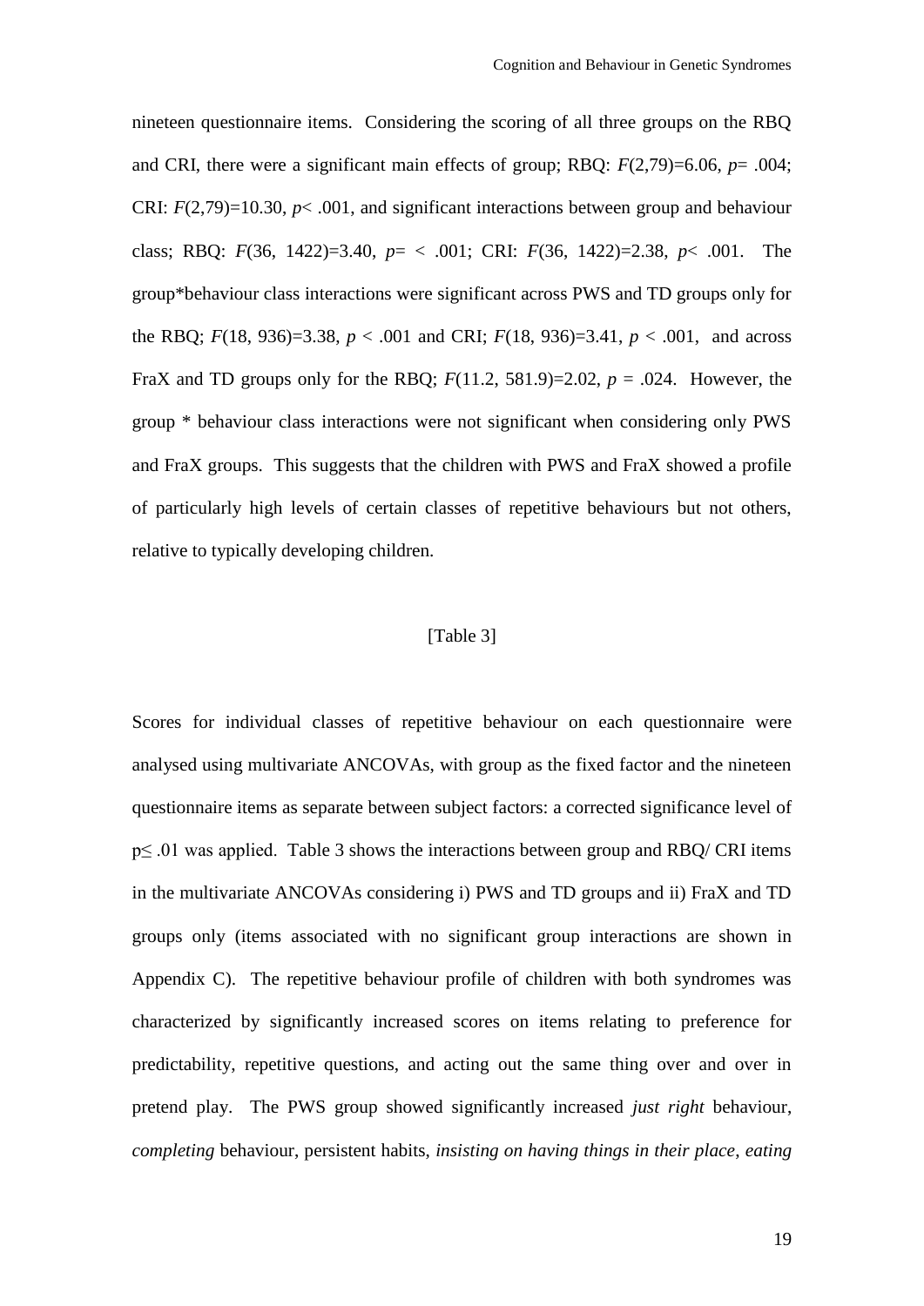nineteen questionnaire items. Considering the scoring of all three groups on the RBQ and CRI, there were a significant main effects of group; RBQ: $F(2,79)=6.06$, $p= .004$; CRI: $F(2,79)=10.30$, $p< .001$, and significant interactions between group and behaviour class; RBQ: $F(36, 1422)=3.40$, $p= < .001$; CRI: $F(36, 1422)=2.38$, $p< .001$. The group*behaviour class interactions were significant across PWS and TD groups only for the RBQ; $F(18, 936)=3.38$, $p < .001$ and CRI; $F(18, 936)=3.41$, $p < .001$, and across FraX and TD groups only for the RBQ; $F(11.2, 581.9)=2.02$, $p = .024$. However, the group * behaviour class interactions were not significant when considering only PWS and FraX groups. This suggests that the children with PWS and FraX showed a profile of particularly high levels of certain classes of repetitive behaviours but not others, relative to typically developing children.

[Table 3]

Scores for individual classes of repetitive behaviour on each questionnaire were analysed using multivariate ANCOVAs, with group as the fixed factor and the nineteen questionnaire items as separate between subject factors: a corrected significance level of $p \leq .01$ was applied. Table 3 shows the interactions between group and RBQ/ CRI items in the multivariate ANCOVAs considering i) PWS and TD groups and ii) FraX and TD groups only (items associated with no significant group interactions are shown in Appendix C). The repetitive behaviour profile of children with both syndromes was characterized by significantly increased scores on items relating to preference for predictability, repetitive questions, and acting out the same thing over and over in pretend play. The PWS group showed significantly increased *just right* behaviour, *completing* behaviour, persistent habits, *insisting on having things in their place*, *eating*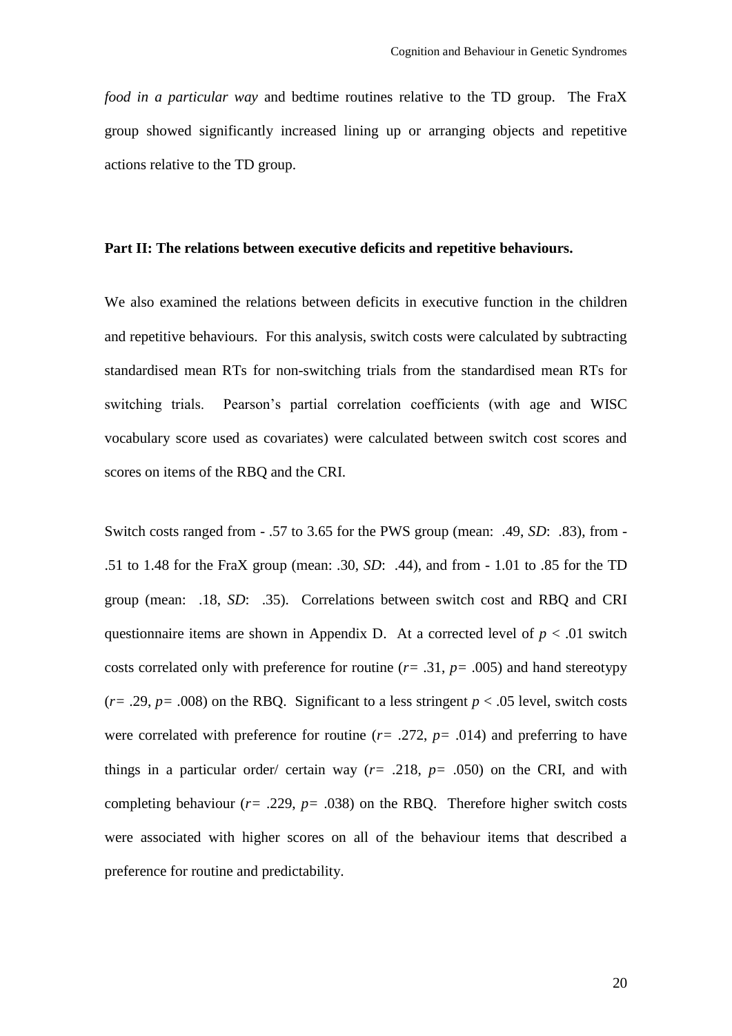*food in a particular way* and bedtime routines relative to the TD group. The FraX group showed significantly increased lining up or arranging objects and repetitive actions relative to the TD group.

**Part II: The relations between executive deficits and repetitive behaviours.**

We also examined the relations between deficits in executive function in the children and repetitive behaviours. For this analysis, switch costs were calculated by subtracting standardised mean RTs for non-switching trials from the standardised mean RTs for switching trials. Pearson's partial correlation coefficients (with age and WISC vocabulary score used as covariates) were calculated between switch cost scores and scores on items of the RBQ and the CRI.

Switch costs ranged from - .57 to 3.65 for the PWS group (mean: .49, *SD*: .83), from - .51 to 1.48 for the FraX group (mean: .30, *SD*: .44), and from - 1.01 to .85 for the TD group (mean: .18, *SD*: .35). Correlations between switch cost and RBQ and CRI questionnaire items are shown in Appendix D. At a corrected level of $p < .01$ switch costs correlated only with preference for routine ($r = .31$, $p = .005$) and hand stereotypy ($r = .29$, $p = .008$) on the RBQ. Significant to a less stringent $p < .05$ level, switch costs were correlated with preference for routine ($r = .272$, $p = .014$) and preferring to have things in a particular order/ certain way ($r = .218$, $p = .050$) on the CRI, and with completing behaviour ($r = .229$, $p = .038$) on the RBQ. Therefore higher switch costs were associated with higher scores on all of the behaviour items that described a preference for routine and predictability.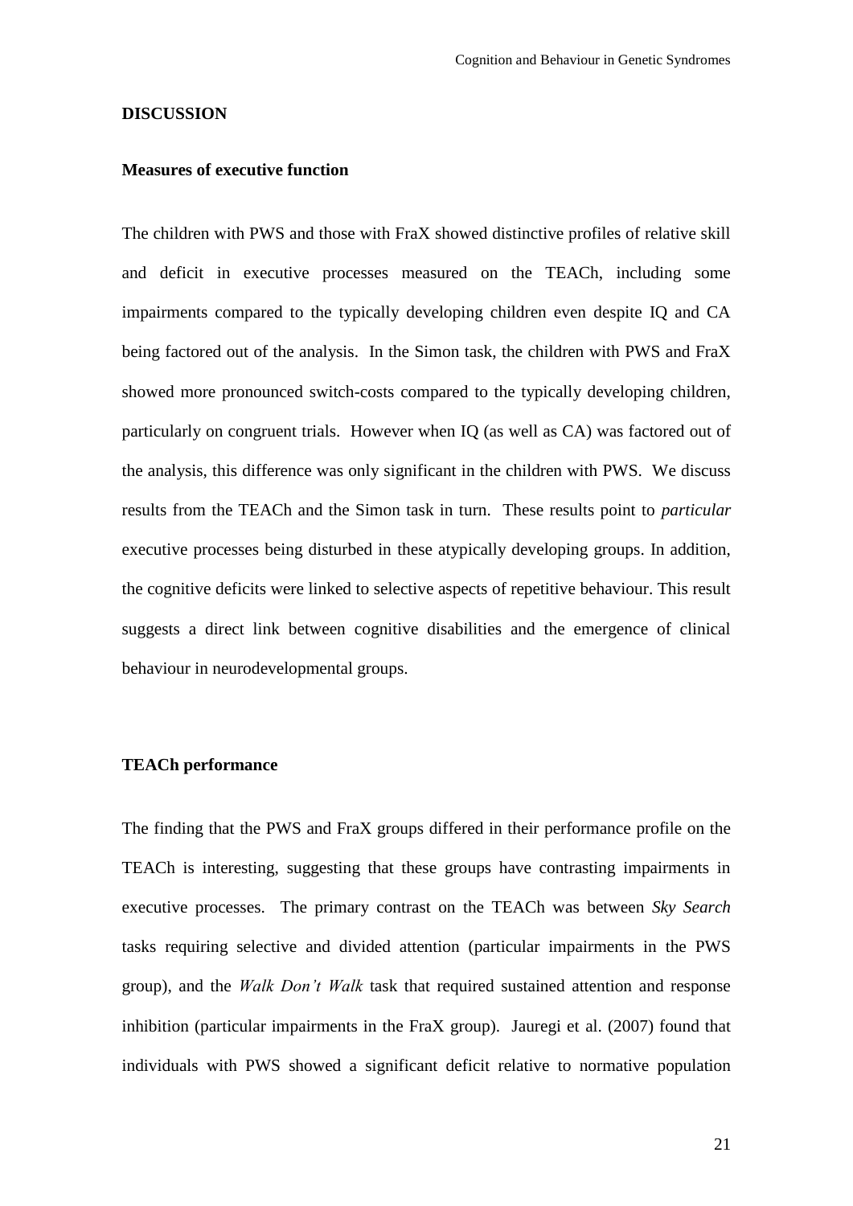## DISCUSSION

### Measures of executive function

The children with PWS and those with FraX showed distinctive profiles of relative skill and deficit in executive processes measured on the TEACh, including some impairments compared to the typically developing children even despite IQ and CA being factored out of the analysis. In the Simon task, the children with PWS and FraX showed more pronounced switch-costs compared to the typically developing children, particularly on congruent trials. However when IQ (as well as CA) was factored out of the analysis, this difference was only significant in the children with PWS. We discuss results from the TEACh and the Simon task in turn. These results point to *particular* executive processes being disturbed in these atypically developing groups. In addition, the cognitive deficits were linked to selective aspects of repetitive behaviour. This result suggests a direct link between cognitive disabilities and the emergence of clinical behaviour in neurodevelopmental groups.

### TEACh performance

The finding that the PWS and FraX groups differed in their performance profile on the TEACh is interesting, suggesting that these groups have contrasting impairments in executive processes. The primary contrast on the TEACh was between *Sky Search* tasks requiring selective and divided attention (particular impairments in the PWS group), and the *Walk Don't Walk* task that required sustained attention and response inhibition (particular impairments in the FraX group). Jauregi et al. (2007) found that individuals with PWS showed a significant deficit relative to normative population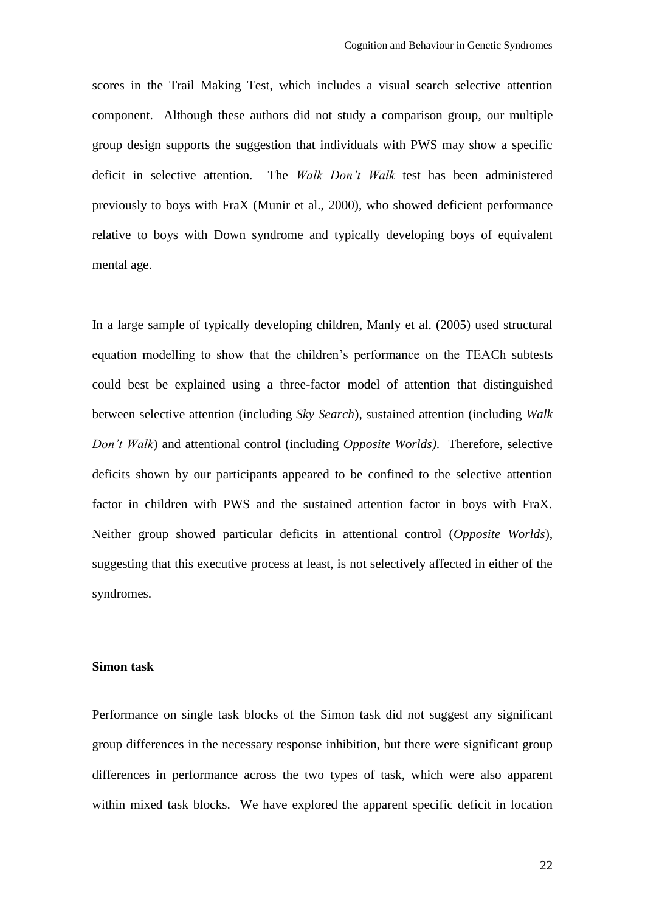scores in the Trail Making Test, which includes a visual search selective attention component. Although these authors did not study a comparison group, our multiple group design supports the suggestion that individuals with PWS may show a specific deficit in selective attention. The *Walk Don't Walk* test has been administered previously to boys with FraX (Munir et al., 2000), who showed deficient performance relative to boys with Down syndrome and typically developing boys of equivalent mental age.

In a large sample of typically developing children, Manly et al. (2005) used structural equation modelling to show that the children's performance on the TEACh subtests could best be explained using a three-factor model of attention that distinguished between selective attention (including *Sky Search*), sustained attention (including *Walk Don't Walk*) and attentional control (including *Opposite Worlds)*. Therefore, selective deficits shown by our participants appeared to be confined to the selective attention factor in children with PWS and the sustained attention factor in boys with FraX. Neither group showed particular deficits in attentional control (*Opposite Worlds*), suggesting that this executive process at least, is not selectively affected in either of the syndromes.

**Simon task**

Performance on single task blocks of the Simon task did not suggest any significant group differences in the necessary response inhibition, but there were significant group differences in performance across the two types of task, which were also apparent within mixed task blocks. We have explored the apparent specific deficit in location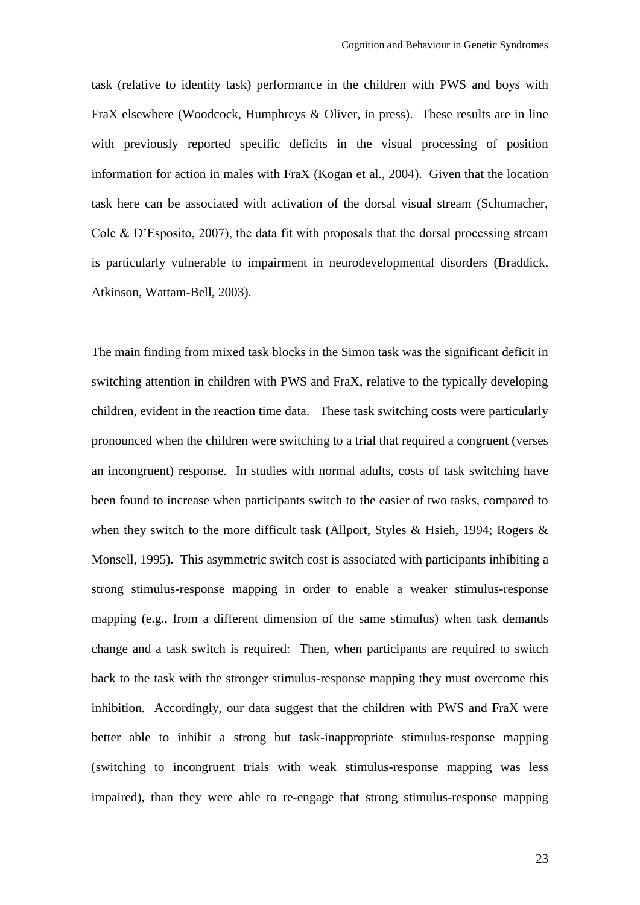task (relative to identity task) performance in the children with PWS and boys with FraX elsewhere (Woodcock, Humphreys & Oliver, in press). These results are in line with previously reported specific deficits in the visual processing of position information for action in males with FraX (Kogan et al., 2004). Given that the location task here can be associated with activation of the dorsal visual stream (Schumacher, Cole & D'Esposito, 2007), the data fit with proposals that the dorsal processing stream is particularly vulnerable to impairment in neurodevelopmental disorders (Braddick, Atkinson, Wattam-Bell, 2003).

The main finding from mixed task blocks in the Simon task was the significant deficit in switching attention in children with PWS and FraX, relative to the typically developing children, evident in the reaction time data. These task switching costs were particularly pronounced when the children were switching to a trial that required a congruent (verses an incongruent) response. In studies with normal adults, costs of task switching have been found to increase when participants switch to the easier of two tasks, compared to when they switch to the more difficult task (Allport, Styles & Hsieh, 1994; Rogers & Monsell, 1995). This asymmetric switch cost is associated with participants inhibiting a strong stimulus-response mapping in order to enable a weaker stimulus-response mapping (e.g., from a different dimension of the same stimulus) when task demands change and a task switch is required: Then, when participants are required to switch back to the task with the stronger stimulus-response mapping they must overcome this inhibition. Accordingly, our data suggest that the children with PWS and FraX were better able to inhibit a strong but task-inappropriate stimulus-response mapping (switching to incongruent trials with weak stimulus-response mapping was less impaired), than they were able to re-engage that strong stimulus-response mapping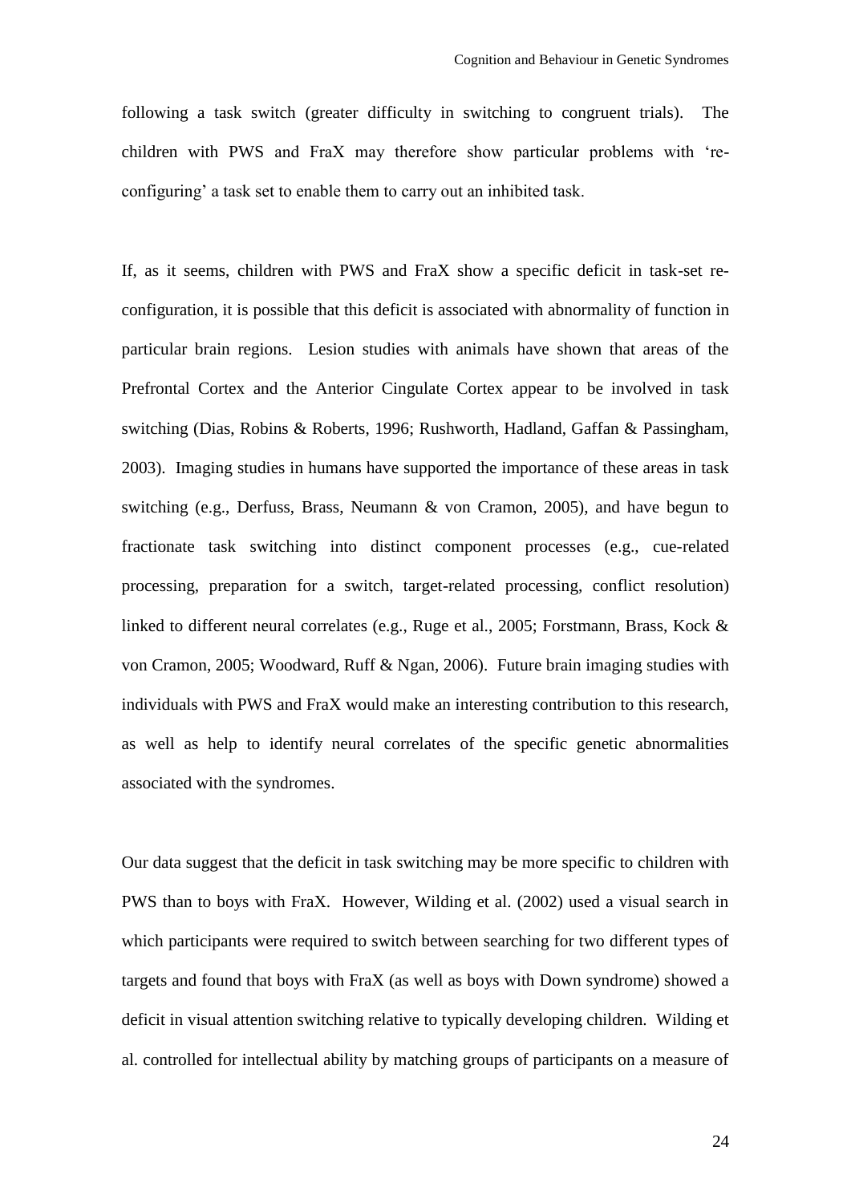following a task switch (greater difficulty in switching to congruent trials). The children with PWS and FraX may therefore show particular problems with 're-configuring' a task set to enable them to carry out an inhibited task.

If, as it seems, children with PWS and FraX show a specific deficit in task-set re-configuration, it is possible that this deficit is associated with abnormality of function in particular brain regions. Lesion studies with animals have shown that areas of the Prefrontal Cortex and the Anterior Cingulate Cortex appear to be involved in task switching (Dias, Robins & Roberts, 1996; Rushworth, Hadland, Gaffan & Passingham, 2003). Imaging studies in humans have supported the importance of these areas in task switching (e.g., Derfuss, Brass, Neumann & von Cramon, 2005), and have begun to fractionate task switching into distinct component processes (e.g., cue-related processing, preparation for a switch, target-related processing, conflict resolution) linked to different neural correlates (e.g., Ruge et al., 2005; Forstmann, Brass, Kock & von Cramon, 2005; Woodward, Ruff & Ngan, 2006). Future brain imaging studies with individuals with PWS and FraX would make an interesting contribution to this research, as well as help to identify neural correlates of the specific genetic abnormalities associated with the syndromes.

Our data suggest that the deficit in task switching may be more specific to children with PWS than to boys with FraX. However, Wilding et al. (2002) used a visual search in which participants were required to switch between searching for two different types of targets and found that boys with FraX (as well as boys with Down syndrome) showed a deficit in visual attention switching relative to typically developing children. Wilding et al. controlled for intellectual ability by matching groups of participants on a measure of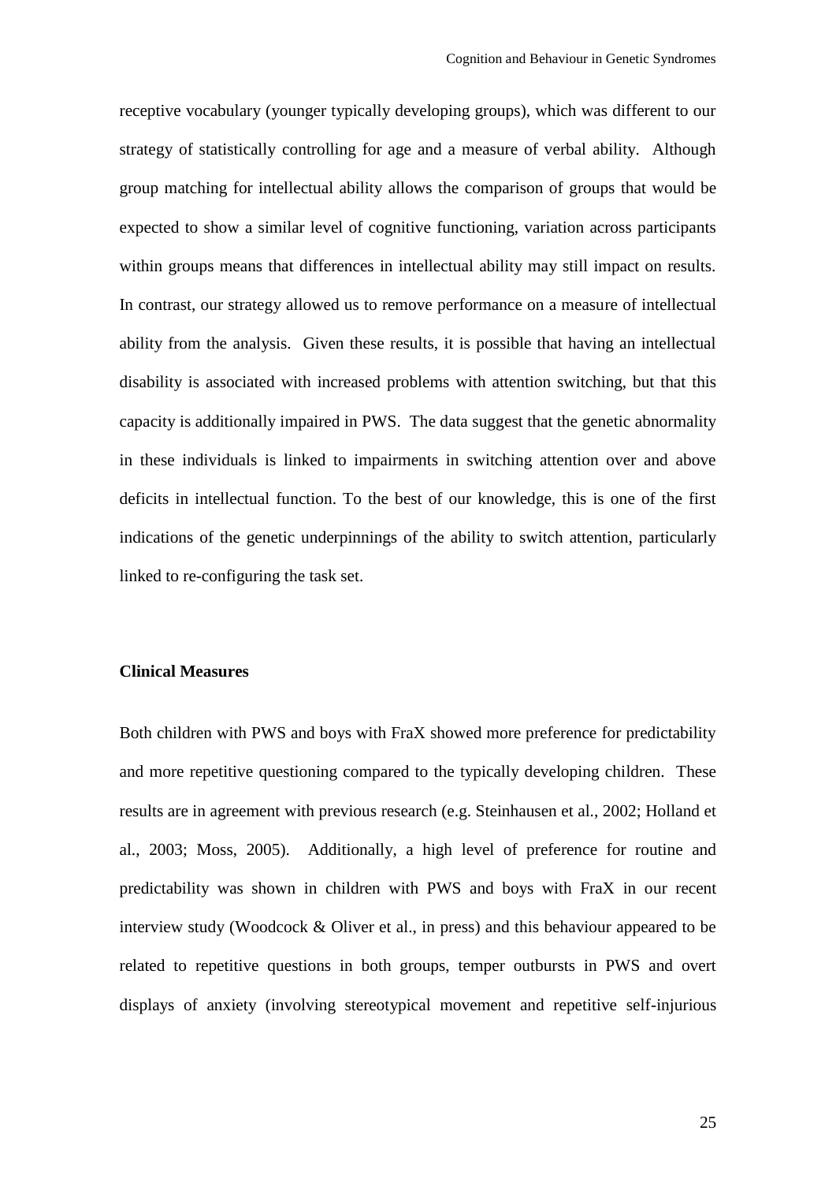receptive vocabulary (younger typically developing groups), which was different to our strategy of statistically controlling for age and a measure of verbal ability. Although group matching for intellectual ability allows the comparison of groups that would be expected to show a similar level of cognitive functioning, variation across participants within groups means that differences in intellectual ability may still impact on results. In contrast, our strategy allowed us to remove performance on a measure of intellectual ability from the analysis. Given these results, it is possible that having an intellectual disability is associated with increased problems with attention switching, but that this capacity is additionally impaired in PWS. The data suggest that the genetic abnormality in these individuals is linked to impairments in switching attention over and above deficits in intellectual function. To the best of our knowledge, this is one of the first indications of the genetic underpinnings of the ability to switch attention, particularly linked to re-configuring the task set.

**Clinical Measures**

Both children with PWS and boys with FraX showed more preference for predictability and more repetitive questioning compared to the typically developing children. These results are in agreement with previous research (e.g. Steinhausen et al., 2002; Holland et al., 2003; Moss, 2005). Additionally, a high level of preference for routine and predictability was shown in children with PWS and boys with FraX in our recent interview study (Woodcock & Oliver et al., in press) and this behaviour appeared to be related to repetitive questions in both groups, temper outbursts in PWS and overt displays of anxiety (involving stereotypical movement and repetitive self-injurious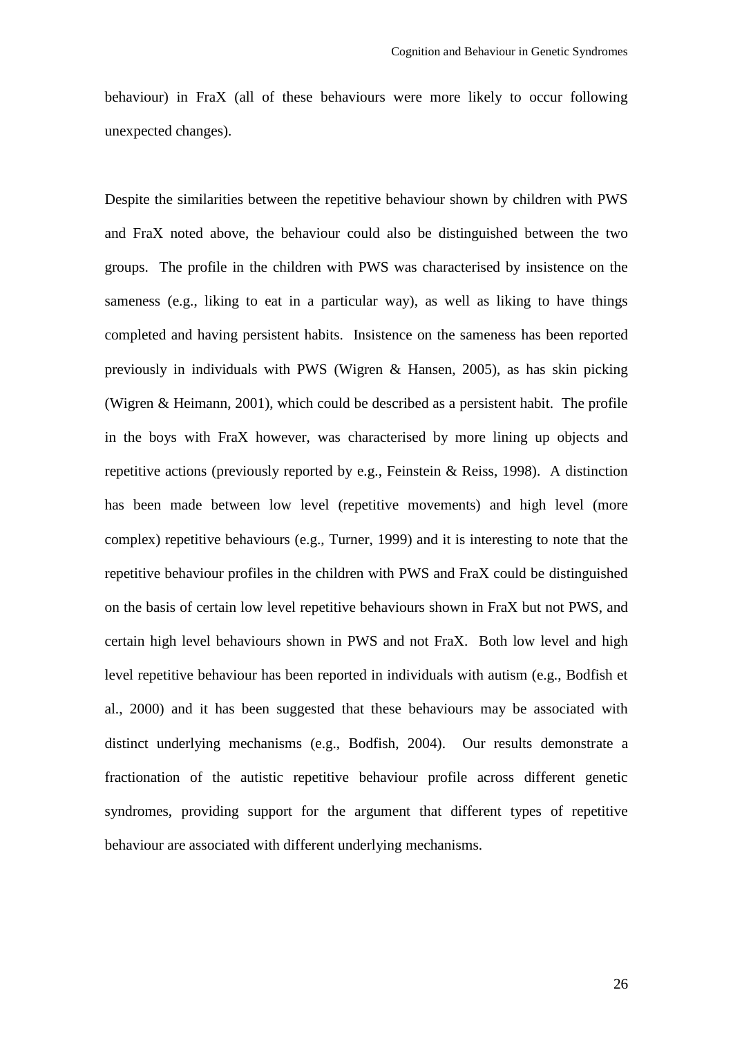behaviour) in FraX (all of these behaviours were more likely to occur following unexpected changes).

Despite the similarities between the repetitive behaviour shown by children with PWS and FraX noted above, the behaviour could also be distinguished between the two groups. The profile in the children with PWS was characterised by insistence on the sameness (e.g., liking to eat in a particular way), as well as liking to have things completed and having persistent habits. Insistence on the sameness has been reported previously in individuals with PWS (Wigren & Hansen, 2005), as has skin picking (Wigren & Heimann, 2001), which could be described as a persistent habit. The profile in the boys with FraX however, was characterised by more lining up objects and repetitive actions (previously reported by e.g., Feinstein & Reiss, 1998). A distinction has been made between low level (repetitive movements) and high level (more complex) repetitive behaviours (e.g., Turner, 1999) and it is interesting to note that the repetitive behaviour profiles in the children with PWS and FraX could be distinguished on the basis of certain low level repetitive behaviours shown in FraX but not PWS, and certain high level behaviours shown in PWS and not FraX. Both low level and high level repetitive behaviour has been reported in individuals with autism (e.g., Bodfish et al., 2000) and it has been suggested that these behaviours may be associated with distinct underlying mechanisms (e.g., Bodfish, 2004). Our results demonstrate a fractionation of the autistic repetitive behaviour profile across different genetic syndromes, providing support for the argument that different types of repetitive behaviour are associated with different underlying mechanisms.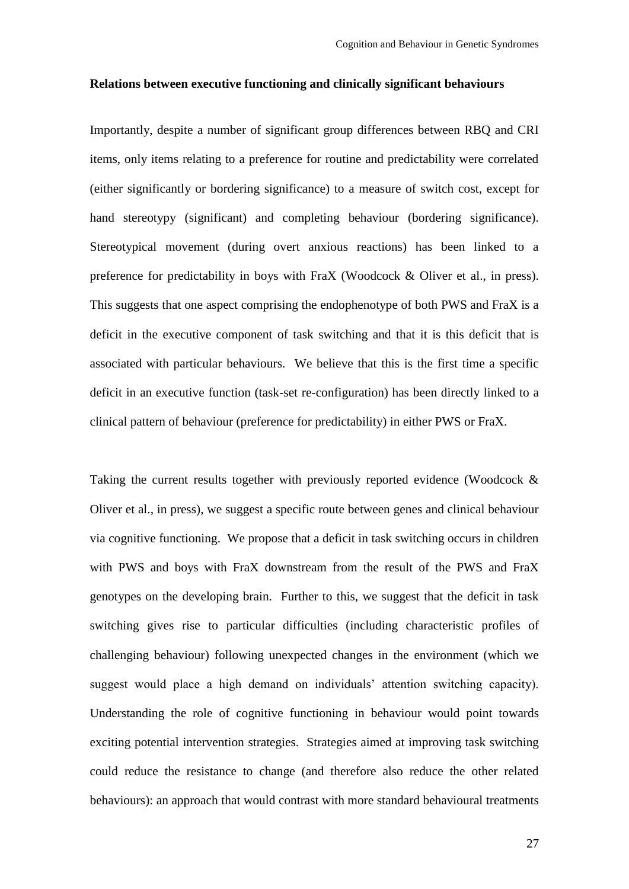**Relations between executive functioning and clinically significant behaviours**

Importantly, despite a number of significant group differences between RBQ and CRI items, only items relating to a preference for routine and predictability were correlated (either significantly or bordering significance) to a measure of switch cost, except for hand stereotypy (significant) and completing behaviour (bordering significance). Stereotypical movement (during overt anxious reactions) has been linked to a preference for predictability in boys with FraX (Woodcock & Oliver et al., in press). This suggests that one aspect comprising the endophenotype of both PWS and FraX is a deficit in the executive component of task switching and that it is this deficit that is associated with particular behaviours. We believe that this is the first time a specific deficit in an executive function (task-set re-configuration) has been directly linked to a clinical pattern of behaviour (preference for predictability) in either PWS or FraX.

Taking the current results together with previously reported evidence (Woodcock & Oliver et al., in press), we suggest a specific route between genes and clinical behaviour via cognitive functioning. We propose that a deficit in task switching occurs in children with PWS and boys with FraX downstream from the result of the PWS and FraX genotypes on the developing brain. Further to this, we suggest that the deficit in task switching gives rise to particular difficulties (including characteristic profiles of challenging behaviour) following unexpected changes in the environment (which we suggest would place a high demand on individuals' attention switching capacity). Understanding the role of cognitive functioning in behaviour would point towards exciting potential intervention strategies. Strategies aimed at improving task switching could reduce the resistance to change (and therefore also reduce the other related behaviours): an approach that would contrast with more standard behavioural treatments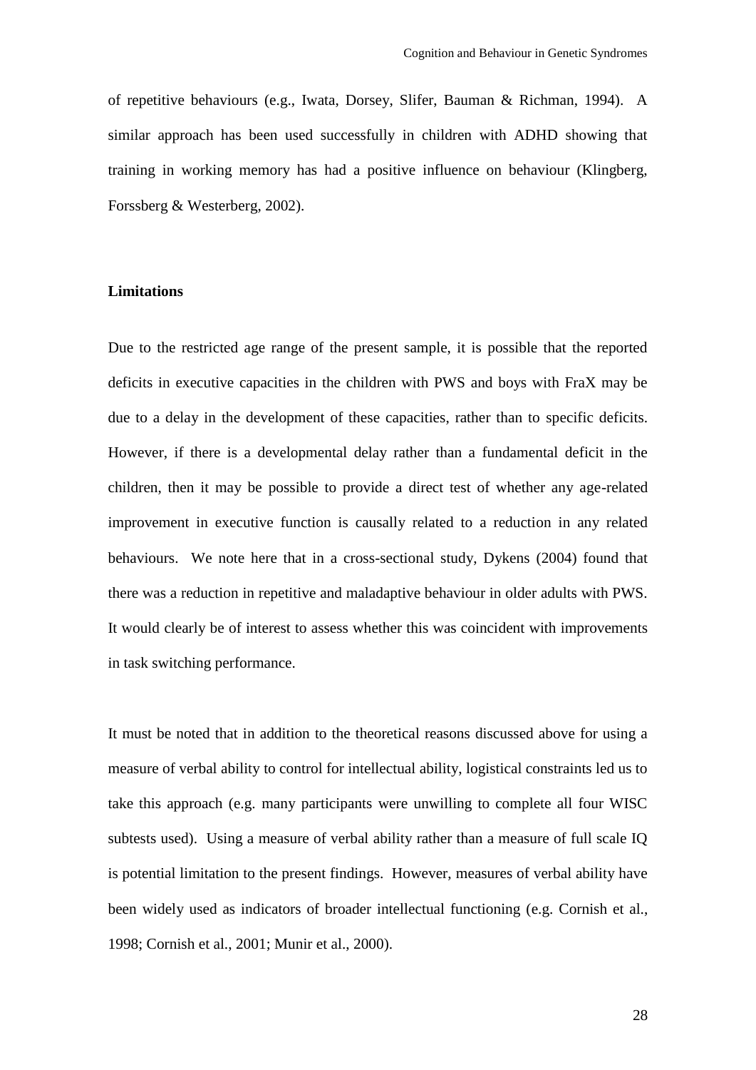of repetitive behaviours (e.g., Iwata, Dorsey, Slifer, Bauman & Richman, 1994). A similar approach has been used successfully in children with ADHD showing that training in working memory has had a positive influence on behaviour (Klingberg, Forssberg & Westerberg, 2002).

**Limitations**

Due to the restricted age range of the present sample, it is possible that the reported deficits in executive capacities in the children with PWS and boys with FraX may be due to a delay in the development of these capacities, rather than to specific deficits. However, if there is a developmental delay rather than a fundamental deficit in the children, then it may be possible to provide a direct test of whether any age-related improvement in executive function is causally related to a reduction in any related behaviours. We note here that in a cross-sectional study, Dykens (2004) found that there was a reduction in repetitive and maladaptive behaviour in older adults with PWS. It would clearly be of interest to assess whether this was coincident with improvements in task switching performance.

It must be noted that in addition to the theoretical reasons discussed above for using a measure of verbal ability to control for intellectual ability, logistical constraints led us to take this approach (e.g. many participants were unwilling to complete all four WISC subtests used). Using a measure of verbal ability rather than a measure of full scale IQ is potential limitation to the present findings. However, measures of verbal ability have been widely used as indicators of broader intellectual functioning (e.g. Cornish et al., 1998; Cornish et al., 2001; Munir et al., 2000).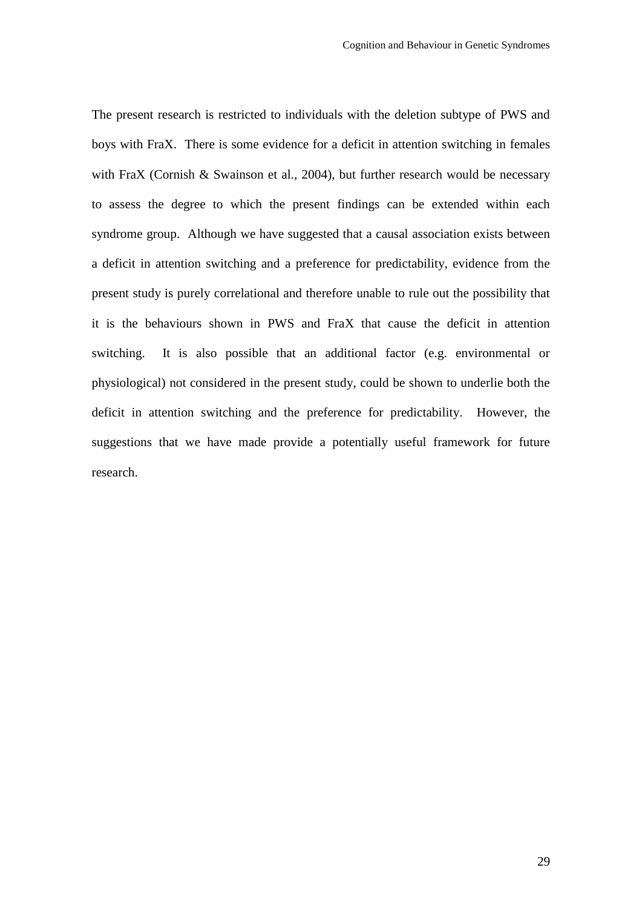The present research is restricted to individuals with the deletion subtype of PWS and boys with FraX. There is some evidence for a deficit in attention switching in females with FraX (Cornish & Swainson et al., 2004), but further research would be necessary to assess the degree to which the present findings can be extended within each syndrome group. Although we have suggested that a causal association exists between a deficit in attention switching and a preference for predictability, evidence from the present study is purely correlational and therefore unable to rule out the possibility that it is the behaviours shown in PWS and FraX that cause the deficit in attention switching. It is also possible that an additional factor (e.g. environmental or physiological) not considered in the present study, could be shown to underlie both the deficit in attention switching and the preference for predictability. However, the suggestions that we have made provide a potentially useful framework for future research.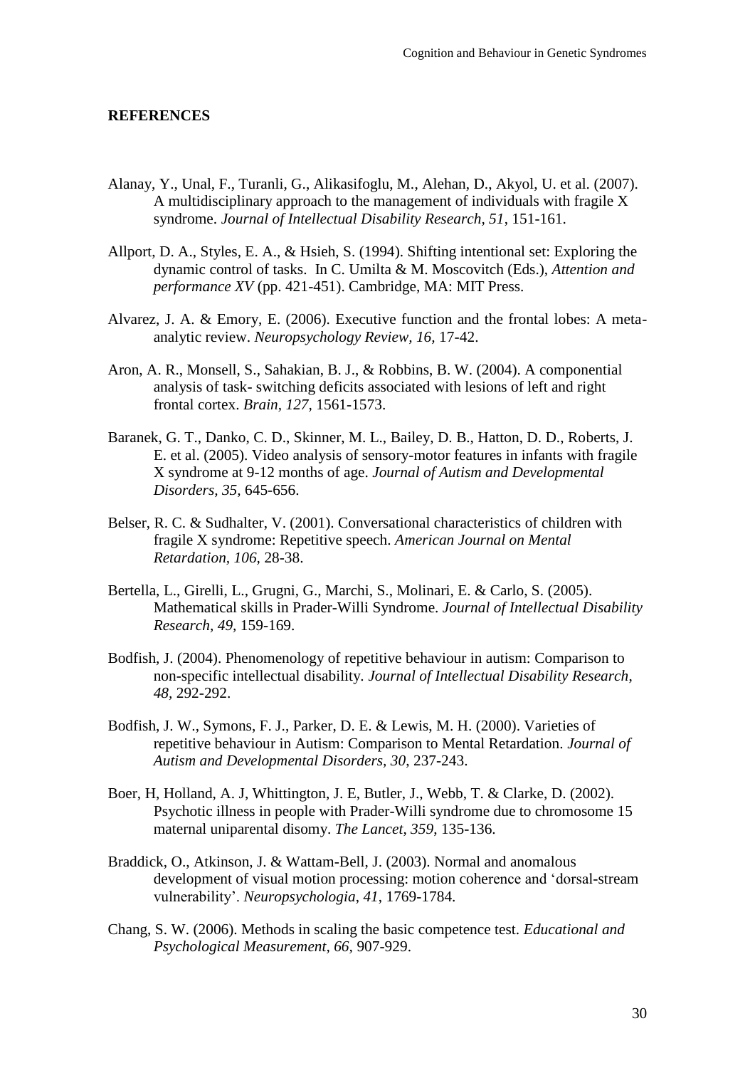**REFERENCES**

Alanay, Y., Unal, F., Turanli, G., Alikasifoglu, M., Alehan, D., Akyol, U. et al. (2007). A multidisciplinary approach to the management of individuals with fragile X syndrome. *Journal of Intellectual Disability Research, 51*, 151-161.

Allport, D. A., Styles, E. A., & Hsieh, S. (1994). Shifting intentional set: Exploring the dynamic control of tasks. In C. Umilta & M. Moscovitch (Eds.), *Attention and performance XV* (pp. 421-451). Cambridge, MA: MIT Press.

Alvarez, J. A. & Emory, E. (2006). Executive function and the frontal lobes: A meta-analytic review. *Neuropsychology Review, 16,* 17-42.

Aron, A. R., Monsell, S., Sahakian, B. J., & Robbins, B. W. (2004). A componential analysis of task- switching deficits associated with lesions of left and right frontal cortex. *Brain, 127,* 1561-1573.

Baranek, G. T., Danko, C. D., Skinner, M. L., Bailey, D. B., Hatton, D. D., Roberts, J. E. et al. (2005). Video analysis of sensory-motor features in infants with fragile X syndrome at 9-12 months of age. *Journal of Autism and Developmental Disorders, 35,* 645-656.

Belser, R. C. & Sudhalter, V. (2001). Conversational characteristics of children with fragile X syndrome: Repetitive speech. *American Journal on Mental Retardation, 106,* 28-38.

Bertella, L., Girelli, L., Grugni, G., Marchi, S., Molinari, E. & Carlo, S. (2005). Mathematical skills in Prader-Willi Syndrome. *Journal of Intellectual Disability Research, 49,* 159-169.

Bodfish, J. (2004). Phenomenology of repetitive behaviour in autism: Comparison to non-specific intellectual disability. *Journal of Intellectual Disability Research, 48,* 292-292.

Bodfish, J. W., Symons, F. J., Parker, D. E. & Lewis, M. H. (2000). Varieties of repetitive behaviour in Autism: Comparison to Mental Retardation. *Journal of Autism and Developmental Disorders, 30,* 237-243.

Boer, H, Holland, A. J, Whittington, J. E, Butler, J., Webb, T. & Clarke, D. (2002). Psychotic illness in people with Prader-Willi syndrome due to chromosome 15 maternal uniparental disomy. *The Lancet, 359,* 135-136.

Braddick, O., Atkinson, J. & Wattam-Bell, J. (2003). Normal and anomalous development of visual motion processing: motion coherence and 'dorsal-stream vulnerability'. *Neuropsychologia, 41,* 1769-1784.

Chang, S. W. (2006). Methods in scaling the basic competence test. *Educational and Psychological Measurement, 66,* 907-929.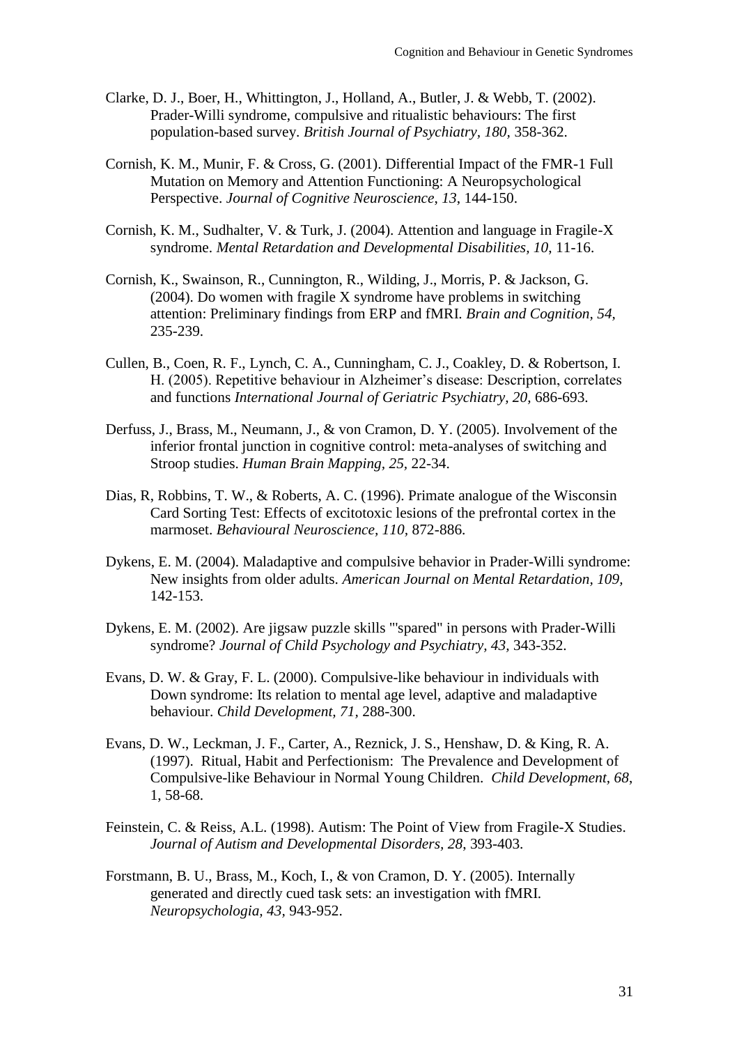Clarke, D. J., Boer, H., Whittington, J., Holland, A., Butler, J. & Webb, T. (2002). Prader-Willi syndrome, compulsive and ritualistic behaviours: The first population-based survey. *British Journal of Psychiatry, 180,* 358-362.

Cornish, K. M., Munir, F. & Cross, G. (2001). Differential Impact of the FMR-1 Full Mutation on Memory and Attention Functioning: A Neuropsychological Perspective. *Journal of Cognitive Neuroscience, 13,* 144-150.

Cornish, K. M., Sudhalter, V. & Turk, J. (2004). Attention and language in Fragile-X syndrome. *Mental Retardation and Developmental Disabilities, 10,* 11-16.

Cornish, K., Swainson, R., Cunnington, R., Wilding, J., Morris, P. & Jackson, G. (2004). Do women with fragile X syndrome have problems in switching attention: Preliminary findings from ERP and fMRI. *Brain and Cognition, 54,* 235-239.

Cullen, B., Coen, R. F., Lynch, C. A., Cunningham, C. J., Coakley, D. & Robertson, I. H. (2005). Repetitive behaviour in Alzheimer's disease: Description, correlates and functions *International Journal of Geriatric Psychiatry, 20,* 686-693.

Derfuss, J., Brass, M., Neumann, J., & von Cramon, D. Y. (2005). Involvement of the inferior frontal junction in cognitive control: meta-analyses of switching and Stroop studies. *Human Brain Mapping, 25,* 22-34.

Dias, R, Robbins, T. W., & Roberts, A. C. (1996). Primate analogue of the Wisconsin Card Sorting Test: Effects of excitotoxic lesions of the prefrontal cortex in the marmoset. *Behavioural Neuroscience, 110,* 872-886.

Dykens, E. M. (2004). Maladaptive and compulsive behavior in Prader-Willi syndrome: New insights from older adults. *American Journal on Mental Retardation, 109,* 142-153.

Dykens, E. M. (2002). Are jigsaw puzzle skills "'spared" in persons with Prader-Willi syndrome? *Journal of Child Psychology and Psychiatry, 43,* 343-352.

Evans, D. W. & Gray, F. L. (2000). Compulsive-like behaviour in individuals with Down syndrome: Its relation to mental age level, adaptive and maladaptive behaviour. *Child Development, 71,* 288-300.

Evans, D. W., Leckman, J. F., Carter, A., Reznick, J. S., Henshaw, D. & King, R. A. (1997). Ritual, Habit and Perfectionism: The Prevalence and Development of Compulsive-like Behaviour in Normal Young Children. *Child Development, 68*, 1, 58-68.

Feinstein, C. & Reiss, A.L. (1998). Autism: The Point of View from Fragile-X Studies. *Journal of Autism and Developmental Disorders, 28,* 393-403.

Forstmann, B. U., Brass, M., Koch, I., & von Cramon, D. Y. (2005). Internally generated and directly cued task sets: an investigation with fMRI. *Neuropsychologia, 43,* 943-952.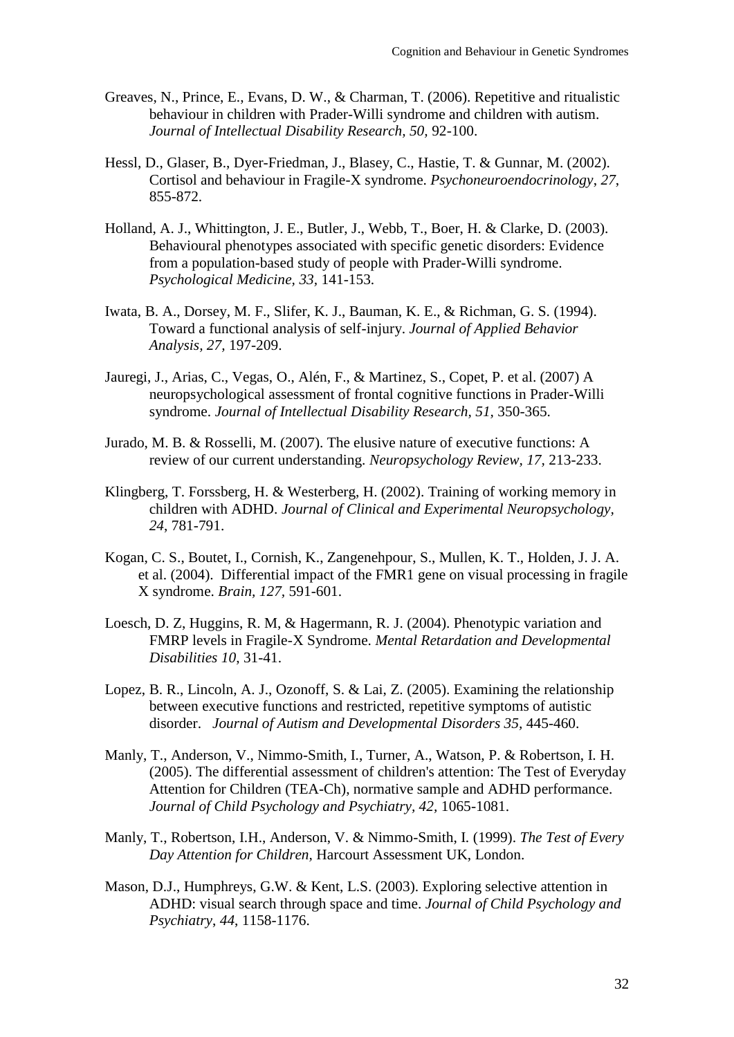Greaves, N., Prince, E., Evans, D. W., & Charman, T. (2006). Repetitive and ritualistic behaviour in children with Prader-Willi syndrome and children with autism. *Journal of Intellectual Disability Research, 50,* 92-100.

Hessl, D., Glaser, B., Dyer-Friedman, J., Blasey, C., Hastie, T. & Gunnar, M. (2002). Cortisol and behaviour in Fragile-X syndrome. *Psychoneuroendocrinology, 27*, 855-872.

Holland, A. J., Whittington, J. E., Butler, J., Webb, T., Boer, H. & Clarke, D. (2003). Behavioural phenotypes associated with specific genetic disorders: Evidence from a population-based study of people with Prader-Willi syndrome. *Psychological Medicine, 33,* 141-153.

Iwata, B. A., Dorsey, M. F., Slifer, K. J., Bauman, K. E., & Richman, G. S. (1994). Toward a functional analysis of self-injury. *Journal of Applied Behavior Analysis, 27*, 197-209.

Jauregi, J., Arias, C., Vegas, O., Alén, F., & Martinez, S., Copet, P. et al. (2007) A neuropsychological assessment of frontal cognitive functions in Prader-Willi syndrome. *Journal of Intellectual Disability Research, 51,* 350-365.

Jurado, M. B. & Rosselli, M. (2007). The elusive nature of executive functions: A review of our current understanding. *Neuropsychology Review, 17*, 213-233.

Klingberg, T. Forssberg, H. & Westerberg, H. (2002). Training of working memory in children with ADHD. *Journal of Clinical and Experimental Neuropsychology, 24*, 781-791.

Kogan, C. S., Boutet, I., Cornish, K., Zangenehpour, S., Mullen, K. T., Holden, J. J. A. et al. (2004). Differential impact of the FMR1 gene on visual processing in fragile X syndrome. *Brain, 127*, 591-601.

Loesch, D. Z, Huggins, R. M, & Hagermann, R. J. (2004). Phenotypic variation and FMRP levels in Fragile-X Syndrome. *Mental Retardation and Developmental Disabilities 10*, 31-41.

Lopez, B. R., Lincoln, A. J., Ozonoff, S. & Lai, Z. (2005). Examining the relationship between executive functions and restricted, repetitive symptoms of autistic disorder. *Journal of Autism and Developmental Disorders 35,* 445-460.

Manly, T., Anderson, V., Nimmo-Smith, I., Turner, A., Watson, P. & Robertson, I. H. (2005). The differential assessment of children's attention: The Test of Everyday Attention for Children (TEA-Ch), normative sample and ADHD performance. *Journal of Child Psychology and Psychiatry, 42,* 1065-1081.

Manly, T., Robertson, I.H., Anderson, V. & Nimmo-Smith, I. (1999). *The Test of Every Day Attention for Children,* Harcourt Assessment UK, London.

Mason, D.J., Humphreys, G.W. & Kent, L.S. (2003). Exploring selective attention in ADHD: visual search through space and time. *Journal of Child Psychology and Psychiatry, 44*, 1158-1176.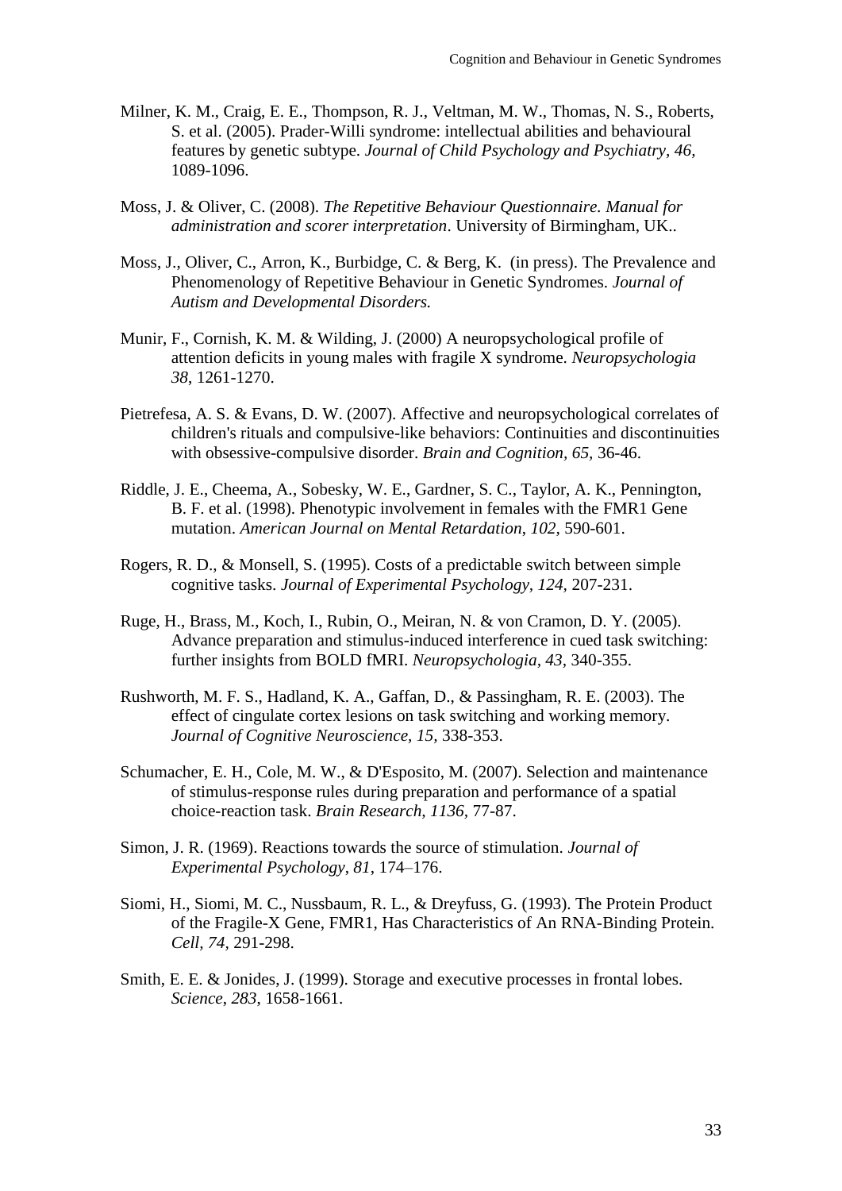Milner, K. M., Craig, E. E., Thompson, R. J., Veltman, M. W., Thomas, N. S., Roberts, S. et al. (2005). Prader-Willi syndrome: intellectual abilities and behavioural features by genetic subtype. *Journal of Child Psychology and Psychiatry, 46,* 1089-1096.

Moss, J. & Oliver, C. (2008). *The Repetitive Behaviour Questionnaire. Manual for administration and scorer interpretation*. University of Birmingham, UK..

Moss, J., Oliver, C., Arron, K., Burbidge, C. & Berg, K. (in press). The Prevalence and Phenomenology of Repetitive Behaviour in Genetic Syndromes. *Journal of Autism and Developmental Disorders.*

Munir, F., Cornish, K. M. & Wilding, J. (2000) A neuropsychological profile of attention deficits in young males with fragile X syndrome. *Neuropsychologia 38*, 1261-1270.

Pietrefesa, A. S. & Evans, D. W. (2007). Affective and neuropsychological correlates of children's rituals and compulsive-like behaviors: Continuities and discontinuities with obsessive-compulsive disorder. *Brain and Cognition, 65*, 36-46.

Riddle, J. E., Cheema, A., Sobesky, W. E., Gardner, S. C., Taylor, A. K., Pennington, B. F. et al. (1998). Phenotypic involvement in females with the FMR1 Gene mutation. *American Journal on Mental Retardation, 102,* 590-601.

Rogers, R. D., & Monsell, S. (1995). Costs of a predictable switch between simple cognitive tasks. *Journal of Experimental Psychology, 124,* 207-231.

Ruge, H., Brass, M., Koch, I., Rubin, O., Meiran, N. & von Cramon, D. Y. (2005). Advance preparation and stimulus-induced interference in cued task switching: further insights from BOLD fMRI. *Neuropsychologia, 43,* 340-355.

Rushworth, M. F. S., Hadland, K. A., Gaffan, D., & Passingham, R. E. (2003). The effect of cingulate cortex lesions on task switching and working memory. *Journal of Cognitive Neuroscience, 15,* 338-353.

Schumacher, E. H., Cole, M. W., & D'Esposito, M. (2007). Selection and maintenance of stimulus-response rules during preparation and performance of a spatial choice-reaction task. *Brain Research, 1136,* 77-87.

Simon, J. R. (1969). Reactions towards the source of stimulation. *Journal of Experimental Psychology*, *81*, 174–176.

Siomi, H., Siomi, M. C., Nussbaum, R. L., & Dreyfuss, G. (1993). The Protein Product of the Fragile-X Gene, FMR1, Has Characteristics of An RNA-Binding Protein. *Cell, 74,* 291-298.

Smith, E. E. & Jonides, J. (1999). Storage and executive processes in frontal lobes. *Science*, *283*, 1658-1661.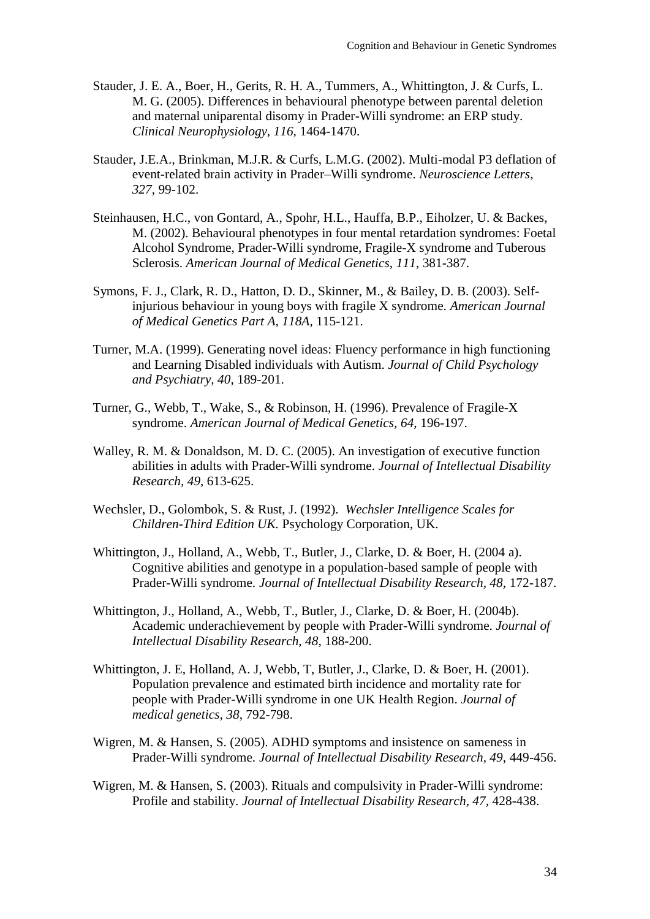Stauder, J. E. A., Boer, H., Gerits, R. H. A., Tummers, A., Whittington, J. & Curfs, L. M. G. (2005). Differences in behavioural phenotype between parental deletion and maternal uniparental disomy in Prader-Willi syndrome: an ERP study. *Clinical Neurophysiology, 116*, 1464-1470.

Stauder, J.E.A., Brinkman, M.J.R. & Curfs, L.M.G. (2002). Multi-modal P3 deflation of event-related brain activity in Prader–Willi syndrome. *Neuroscience Letters, 327*, 99-102.

Steinhausen, H.C., von Gontard, A., Spohr, H.L., Hauffa, B.P., Eiholzer, U. & Backes, M. (2002). Behavioural phenotypes in four mental retardation syndromes: Foetal Alcohol Syndrome, Prader-Willi syndrome, Fragile-X syndrome and Tuberous Sclerosis. *American Journal of Medical Genetics, 111*, 381-387.

Symons, F. J., Clark, R. D., Hatton, D. D., Skinner, M., & Bailey, D. B. (2003). Self-injurious behaviour in young boys with fragile X syndrome. *American Journal of Medical Genetics Part A, 118A*, 115-121.

Turner, M.A. (1999). Generating novel ideas: Fluency performance in high functioning and Learning Disabled individuals with Autism. *Journal of Child Psychology and Psychiatry, 40*, 189-201.

Turner, G., Webb, T., Wake, S., & Robinson, H. (1996). Prevalence of Fragile-X syndrome. *American Journal of Medical Genetics, 64*, 196-197.

Walley, R. M. & Donaldson, M. D. C. (2005). An investigation of executive function abilities in adults with Prader-Willi syndrome. *Journal of Intellectual Disability Research, 49*, 613-625.

Wechsler, D., Golombok, S. & Rust, J. (1992). *Wechsler Intelligence Scales for Children-Third Edition UK.* Psychology Corporation, UK.

Whittington, J., Holland, A., Webb, T., Butler, J., Clarke, D. & Boer, H. (2004 a). Cognitive abilities and genotype in a population-based sample of people with Prader-Willi syndrome. *Journal of Intellectual Disability Research, 48*, 172-187.

Whittington, J., Holland, A., Webb, T., Butler, J., Clarke, D. & Boer, H. (2004b). Academic underachievement by people with Prader-Willi syndrome. *Journal of Intellectual Disability Research, 48*, 188-200.

Whittington, J. E, Holland, A. J, Webb, T, Butler, J., Clarke, D. & Boer, H. (2001). Population prevalence and estimated birth incidence and mortality rate for people with Prader-Willi syndrome in one UK Health Region. *Journal of medical genetics, 38*, 792-798.

Wigren, M. & Hansen, S. (2005). ADHD symptoms and insistence on sameness in Prader-Willi syndrome. *Journal of Intellectual Disability Research, 49*, 449-456.

Wigren, M. & Hansen, S. (2003). Rituals and compulsivity in Prader-Willi syndrome: Profile and stability. *Journal of Intellectual Disability Research, 47*, 428-438.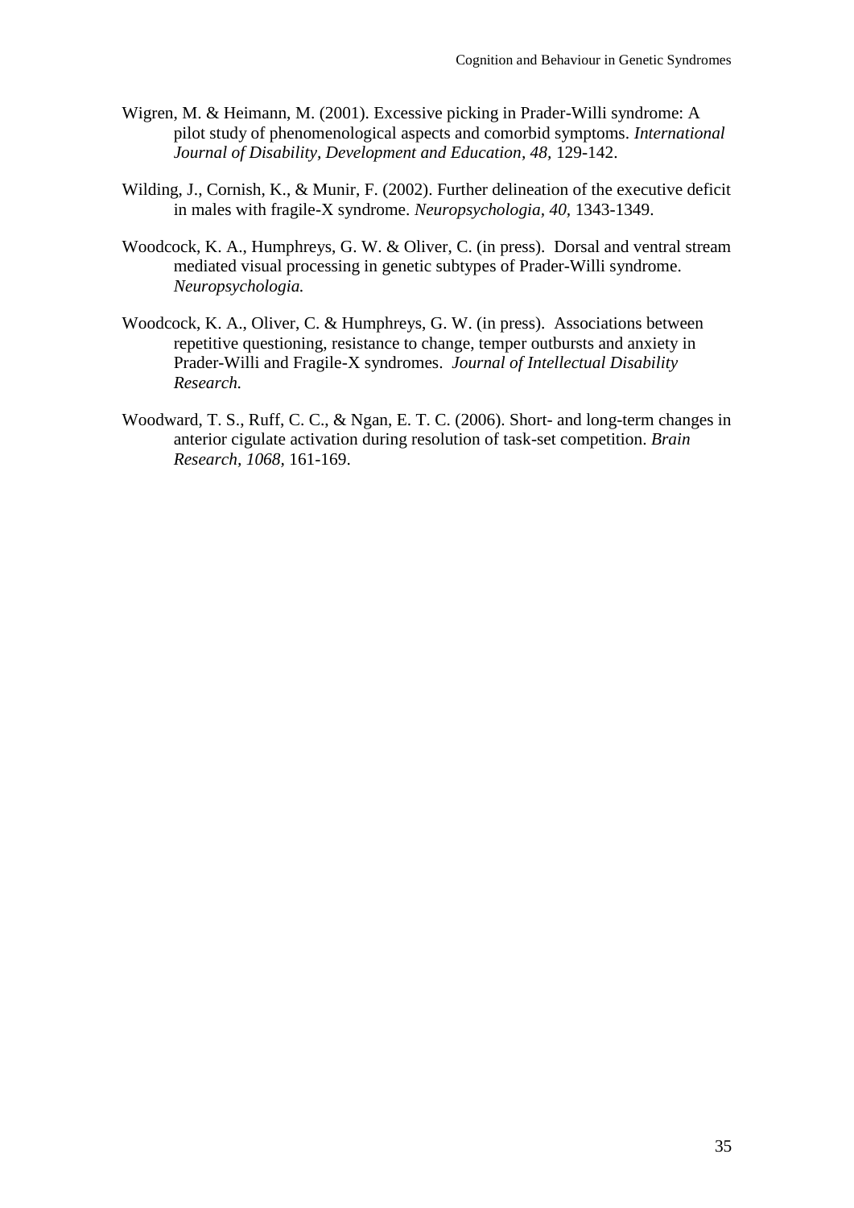Wigren, M. & Heimann, M. (2001). Excessive picking in Prader-Willi syndrome: A pilot study of phenomenological aspects and comorbid symptoms. *International Journal of Disability, Development and Education, 48*, 129-142.

Wilding, J., Cornish, K., & Munir, F. (2002). Further delineation of the executive deficit in males with fragile-X syndrome. *Neuropsychologia, 40*, 1343-1349.

Woodcock, K. A., Humphreys, G. W. & Oliver, C. (in press). Dorsal and ventral stream mediated visual processing in genetic subtypes of Prader-Willi syndrome. *Neuropsychologia.*

Woodcock, K. A., Oliver, C. & Humphreys, G. W. (in press). Associations between repetitive questioning, resistance to change, temper outbursts and anxiety in Prader-Willi and Fragile-X syndromes. *Journal of Intellectual Disability Research.*

Woodward, T. S., Ruff, C. C., & Ngan, E. T. C. (2006). Short- and long-term changes in anterior cigulate activation during resolution of task-set competition. *Brain Research, 1068*, 161-169.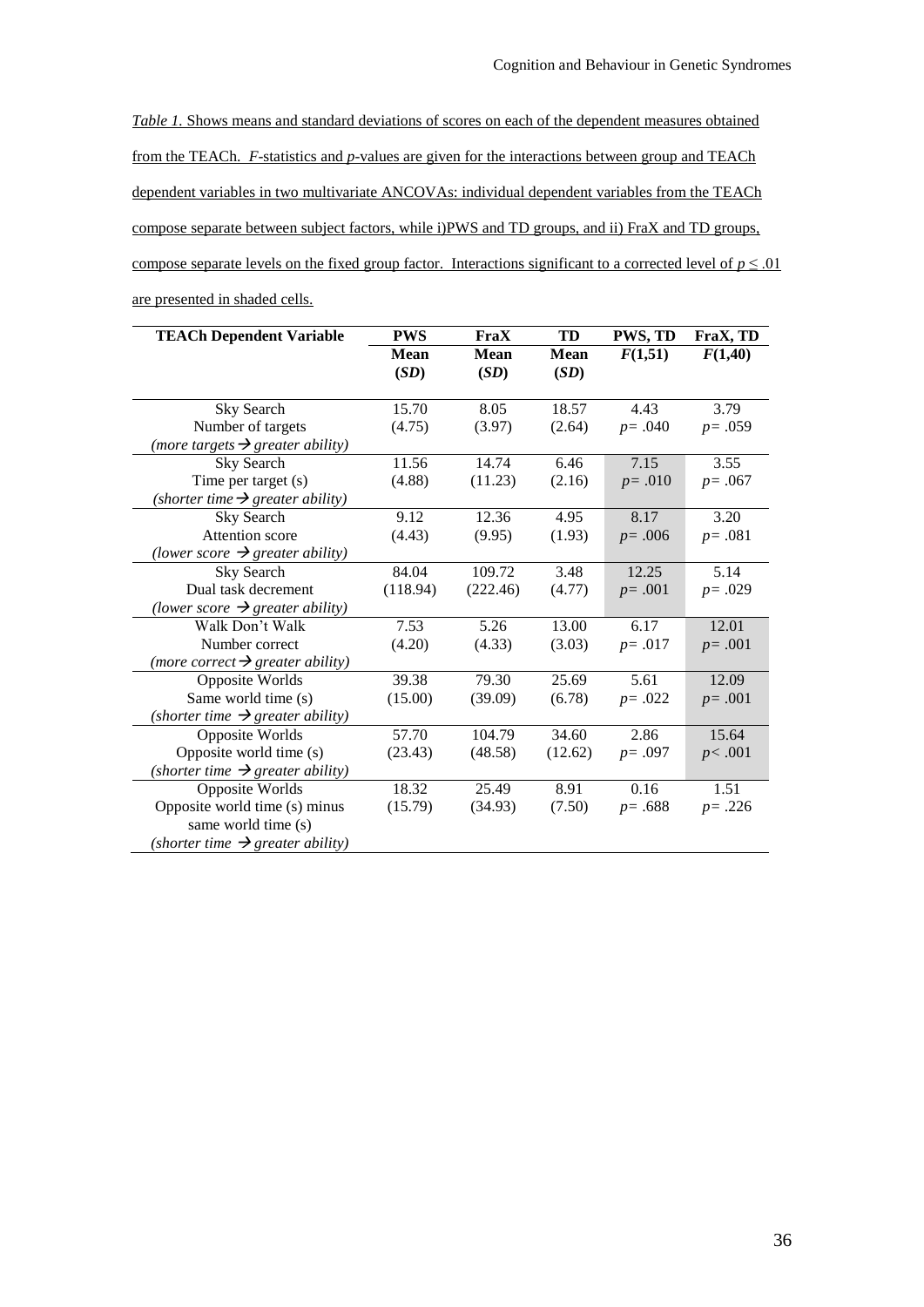*Table 1.* Shows means and standard deviations of scores on each of the dependent measures obtained from the TEACh. *F*-statistics and *p*-values are given for the interactions between group and TEACh dependent variables in two multivariate ANCOVAs: individual dependent variables from the TEACh compose separate between subject factors, while i)PWS and TD groups, and ii) FraX and TD groups, compose separate levels on the fixed group factor. Interactions significant to a corrected level of $p \leq .01$ are presented in shaded cells.

| TEACh Dependent Variable | PWS Mean (*SD*) | FraX Mean (*SD*) | TD Mean (*SD*) | PWS, TD $F(1,51)$ | FraX, TD $F(1,40)$ |
|---|---|---|---|---|---|
| Sky Search<br>Number of targets<br>*(more targets → greater ability)* | 15.70<br>(4.75) | 8.05<br>(3.97) | 18.57<br>(2.64) | 4.43<br>$p = .040$ | 3.79<br>$p = .059$ |
| Sky Search<br>Time per target (s)<br>*(shorter time → greater ability)* | 11.56<br>(4.88) | 14.74<br>(11.23) | 6.46<br>(2.16) | 7.15<br>$p = .010$ | 3.55<br>$p = .067$ |
| Sky Search<br>Attention score<br>*(lower score → greater ability)* | 9.12<br>(4.43) | 12.36<br>(9.95) | 4.95<br>(1.93) | 8.17<br>$p = .006$ | 3.20<br>$p = .081$ |
| Sky Search<br>Dual task decrement<br>*(lower score → greater ability)* | 84.04<br>(118.94) | 109.72<br>(222.46) | 3.48<br>(4.77) | 12.25<br>$p = .001$ | 5.14<br>$p = .029$ |
| Walk Don't Walk<br>Number correct<br>*(more correct → greater ability)* | 7.53<br>(4.20) | 5.26<br>(4.33) | 13.00<br>(3.03) | 6.17<br>$p = .017$ | 12.01<br>$p = .001$ |
| Opposite Worlds<br>Same world time (s)<br>*(shorter time → greater ability)* | 39.38<br>(15.00) | 79.30<br>(39.09) | 25.69<br>(6.78) | 5.61<br>$p = .022$ | 12.09<br>$p = .001$ |
| Opposite Worlds<br>Opposite world time (s)<br>*(shorter time → greater ability)* | 57.70<br>(23.43) | 104.79<br>(48.58) | 34.60<br>(12.62) | 2.86<br>$p = .097$ | 15.64<br>$p < .001$ |
| Opposite Worlds<br>Opposite world time (s) minus same world time (s)<br>*(shorter time → greater ability)* | 18.32<br>(15.79) | 25.49<br>(34.93) | 8.91<br>(7.50) | 0.16<br>$p = .688$ | 1.51<br>$p = .226$ |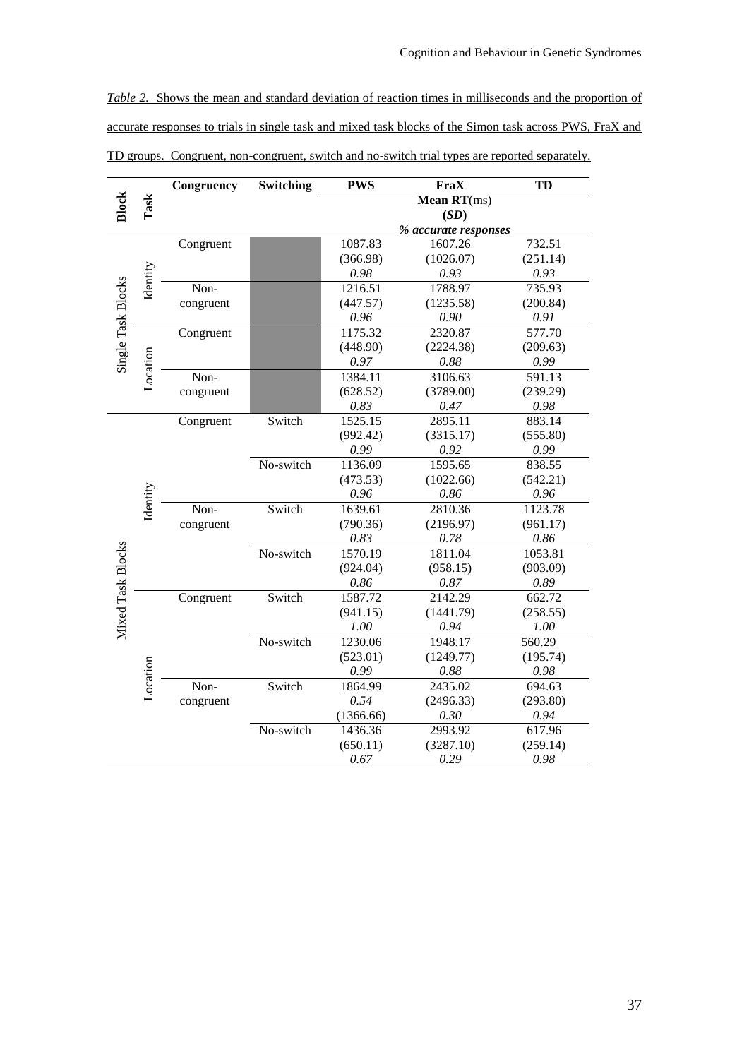*Table 2.* Shows the mean and standard deviation of reaction times in milliseconds and the proportion of accurate responses to trials in single task and mixed task blocks of the Simon task across PWS, FraX and TD groups. Congruent, non-congruent, switch and no-switch trial types are reported separately.

| Block | Task | Congruency | Switching | PWS | FraX | TD |
|---|---|---|---|---|---|---|
| | | | | **Mean RT**(ms) (***SD***) ***% accurate responses*** | | |
| Single Task Blocks | Identity | Congruent | | 1087.83 (366.98) *0.98* | 1607.26 (1026.07) *0.93* | 732.51 (251.14) *0.93* |
| | | Non-congruent | | 1216.51 (447.57) *0.96* | 1788.97 (1235.58) *0.90* | 735.93 (200.84) *0.91* |
| | Location | Congruent | | 1175.32 (448.90) *0.97* | 2320.87 (2224.38) *0.88* | 577.70 (209.63) *0.99* |
| | | Non-congruent | | 1384.11 (628.52) *0.83* | 3106.63 (3789.00) *0.47* | 591.13 (239.29) *0.98* |
| Mixed Task Blocks | Identity | Congruent | Switch | 1525.15 (992.42) *0.99* | 2895.11 (3315.17) *0.92* | 883.14 (555.80) *0.99* |
| | | | No-switch | 1136.09 (473.53) *0.96* | 1595.65 (1022.66) *0.86* | 838.55 (542.21) *0.96* |
| | | Non-congruent | Switch | 1639.61 (790.36) *0.83* | 2810.36 (2196.97) *0.78* | 1123.78 (961.17) *0.86* |
| | | | No-switch | 1570.19 (924.04) *0.86* | 1811.04 (958.15) *0.87* | 1053.81 (903.09) *0.89* |
| | Location | Congruent | Switch | 1587.72 (941.15) *1.00* | 2142.29 (1441.79) *0.94* | 662.72 (258.55) *1.00* |
| | | | No-switch | 1230.06 (523.01) *0.99* | 1948.17 (1249.77) *0.88* | 560.29 (195.74) *0.98* |
| | | Non-congruent | Switch | 1864.99 *0.54* (1366.66) | 2435.02 (2496.33) *0.30* | 694.63 (293.80) *0.94* |
| | | | No-switch | 1436.36 (650.11) *0.67* | 2993.92 (3287.10) *0.29* | 617.96 (259.14) *0.98* |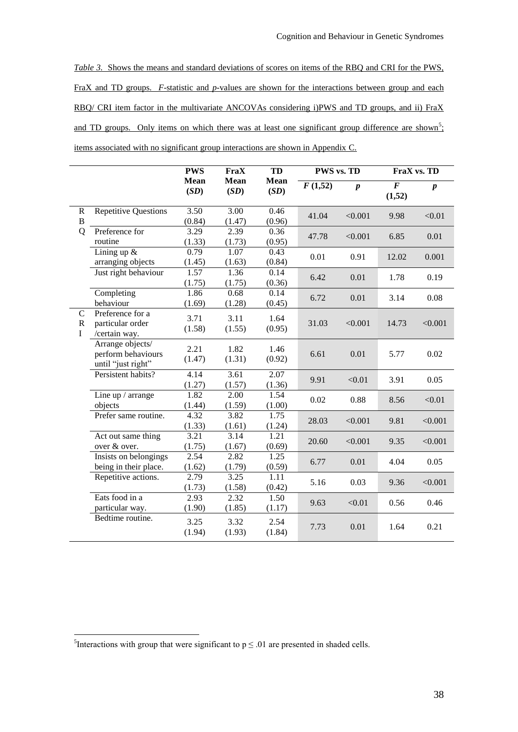*Table 3.* Shows the means and standard deviations of scores on items of the RBQ and CRI for the PWS, FraX and TD groups. *F*-statistic and *p*-values are shown for the interactions between group and each RBQ/ CRI item factor in the multivariate ANCOVAs considering i)PWS and TD groups, and ii) FraX and TD groups. Only items on which there was at least one significant group difference are shown[5]; items associated with no significant group interactions are shown in Appendix C.

| | | PWS Mean (*SD*) | FraX Mean (*SD*) | TD Mean (*SD*) | PWS vs. TD | | FraX vs. TD | |
|---|---|---|---|---|---|---|---|---|
| | | | | | $F$ (1,52) | $p$ | $F$ (1,52) | $p$ |
| RBQ | Repetitive Questions | 3.50 (0.84) | 3.00 (1.47) | 0.46 (0.96) | 41.04 | <0.001 | 9.98 | <0.01 |
| | Preference for routine | 3.29 (1.33) | 2.39 (1.73) | 0.36 (0.95) | 47.78 | <0.001 | 6.85 | 0.01 |
| | Lining up & arranging objects | 0.79 (1.45) | 1.07 (1.63) | 0.43 (0.84) | 0.01 | 0.91 | 12.02 | 0.001 |
| | Just right behaviour | 1.57 (1.75) | 1.36 (1.75) | 0.14 (0.36) | 6.42 | 0.01 | 1.78 | 0.19 |
| | Completing behaviour | 1.86 (1.69) | 0.68 (1.28) | 0.14 (0.45) | 6.72 | 0.01 | 3.14 | 0.08 |
| CRI | Preference for a particular order /certain way. | 3.71 (1.58) | 3.11 (1.55) | 1.64 (0.95) | 31.03 | <0.001 | 14.73 | <0.001 |
| | Arrange objects/ perform behaviours until "just right" | 2.21 (1.47) | 1.82 (1.31) | 1.46 (0.92) | 6.61 | 0.01 | 5.77 | 0.02 |
| | Persistent habits? | 4.14 (1.27) | 3.61 (1.57) | 2.07 (1.36) | 9.91 | <0.01 | 3.91 | 0.05 |
| | Line up / arrange objects | 1.82 (1.44) | 2.00 (1.59) | 1.54 (1.00) | 0.02 | 0.88 | 8.56 | <0.01 |
| | Prefer same routine. | 4.32 (1.33) | 3.82 (1.61) | 1.75 (1.24) | 28.03 | <0.001 | 9.81 | <0.001 |
| | Act out same thing over & over. | 3.21 (1.75) | 3.14 (1.67) | 1.21 (0.69) | 20.60 | <0.001 | 9.35 | <0.001 |
| | Insists on belongings being in their place. | 2.54 (1.62) | 2.82 (1.79) | 1.25 (0.59) | 6.77 | 0.01 | 4.04 | 0.05 |
| | Repetitive actions. | 2.79 (1.73) | 3.25 (1.58) | 1.11 (0.42) | 5.16 | 0.03 | 9.36 | <0.001 |
| | Eats food in a particular way. | 2.93 (1.90) | 2.32 (1.85) | 1.50 (1.17) | 9.63 | <0.01 | 0.56 | 0.46 |
| | Bedtime routine. | 3.25 (1.94) | 3.32 (1.93) | 2.54 (1.84) | 7.73 | 0.01 | 1.64 | 0.21 |

[5]Interactions with group that were significant to $p \leq .01$ are presented in shaded cells.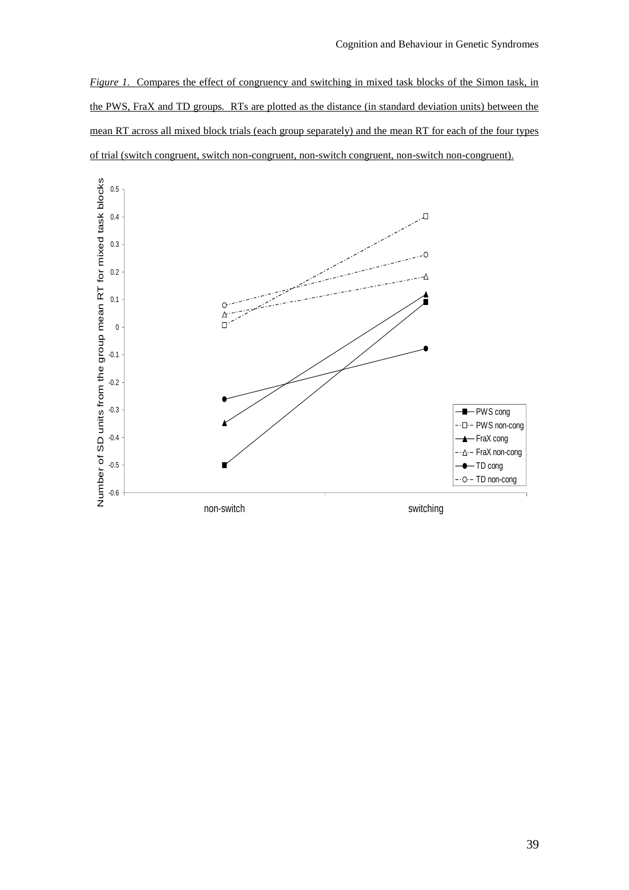*Figure 1.* Compares the effect of congruency and switching in mixed task blocks of the Simon task, in the PWS, FraX and TD groups. RTs are plotted as the distance (in standard deviation units) between the mean RT across all mixed block trials (each group separately) and the mean RT for each of the four types of trial (switch congruent, switch non-congruent, non-switch congruent, non-switch non-congruent).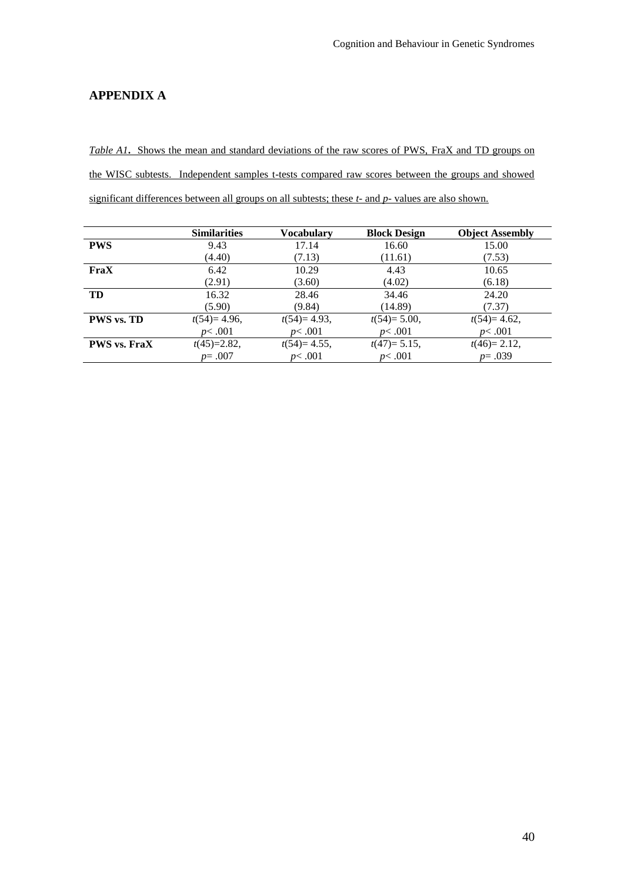# APPENDIX A

*Table A1*. Shows the mean and standard deviations of the raw scores of PWS, FraX and TD groups on the WISC subtests. Independent samples t-tests compared raw scores between the groups and showed significant differences between all groups on all subtests; these *t*- and *p*- values are also shown.

| | **Similarities** | **Vocabulary** | **Block Design** | **Object Assembly** |
|---|---|---|---|---|
| **PWS** | 9.43<br>(4.40) | 17.14<br>(7.13) | 16.60<br>(11.61) | 15.00<br>(7.53) |
| **FraX** | 6.42<br>(2.91) | 10.29<br>(3.60) | 4.43<br>(4.02) | 10.65<br>(6.18) |
| **TD** | 16.32<br>(5.90) | 28.46<br>(9.84) | 34.46<br>(14.89) | 24.20<br>(7.37) |
| **PWS vs. TD** | $t(54) = 4.96$,<br>$p < .001$ | $t(54) = 4.93$,<br>$p < .001$ | $t(54) = 5.00$,<br>$p < .001$ | $t(54) = 4.62$,<br>$p < .001$ |
| **PWS vs. FraX** | $t(45) = 2.82$,<br>$p = .007$ | $t(54) = 4.55$,<br>$p < .001$ | $t(47) = 5.15$,<br>$p < .001$ | $t(46) = 2.12$,<br>$p = .039$ |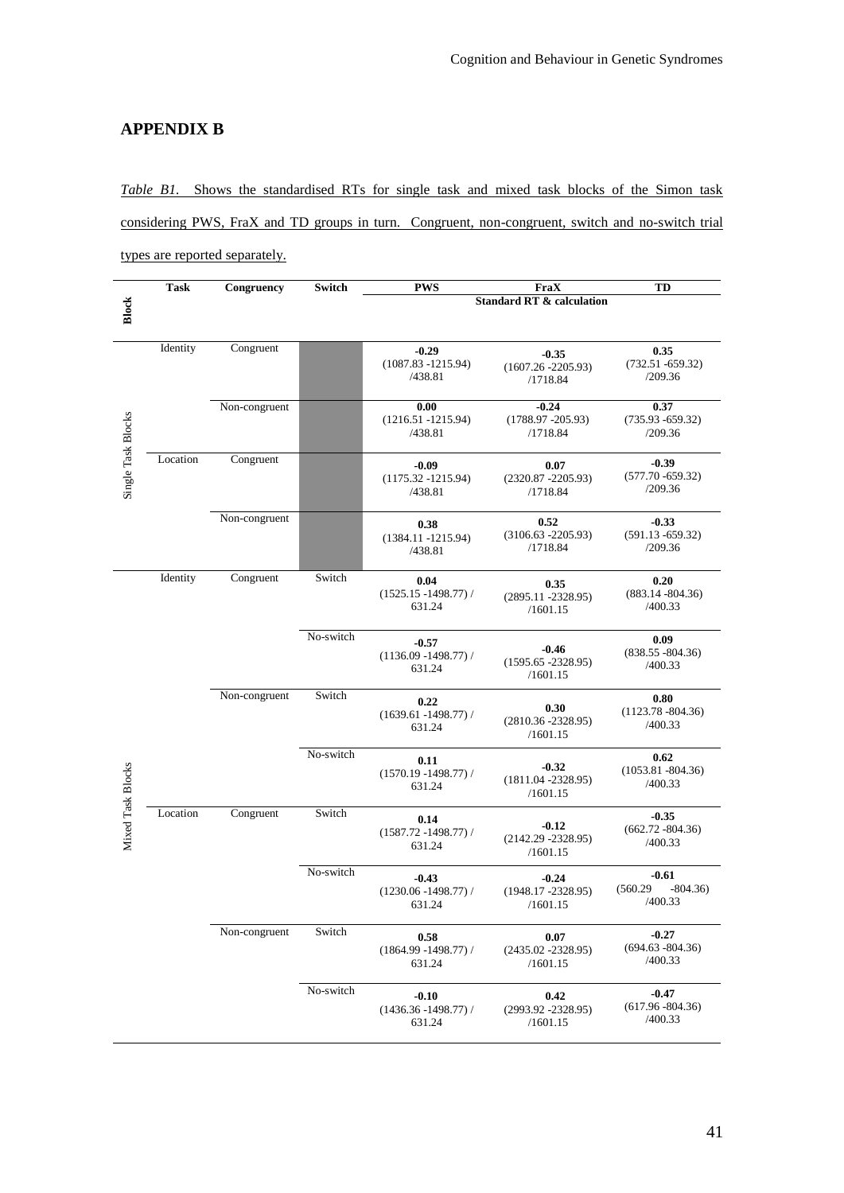## APPENDIX B

*Table B1.* Shows the standardised RTs for single task and mixed task blocks of the Simon task considering PWS, FraX and TD groups in turn. Congruent, non-congruent, switch and no-switch trial types are reported separately.

| Block | Task | Congruency | Switch | PWS | FraX | TD |
|---|---|---|---|---|---|---|
| | | | | Standard RT & calculation | | |
| Single Task Blocks | Identity | Congruent | | **-0.29** (1087.83 -1215.94) /438.81 | **-0.35** (1607.26 -2205.93) /1718.84 | **0.35** (732.51 -659.32) /209.36 |
| | | Non-congruent | | **0.00** (1216.51 -1215.94) /438.81 | **-0.24** (1788.97 -205.93) /1718.84 | **0.37** (735.93 -659.32) /209.36 |
| | Location | Congruent | | **-0.09** (1175.32 -1215.94) /438.81 | **0.07** (2320.87 -2205.93) /1718.84 | **-0.39** (577.70 -659.32) /209.36 |
| | | Non-congruent | | **0.38** (1384.11 -1215.94) /438.81 | **0.52** (3106.63 -2205.93) /1718.84 | **-0.33** (591.13 -659.32) /209.36 |
| Mixed Task Blocks | Identity | Congruent | Switch | **0.04** (1525.15 -1498.77) / 631.24 | **0.35** (2895.11 -2328.95) /1601.15 | **0.20** (883.14 -804.36) /400.33 |
| | | | No-switch | **-0.57** (1136.09 -1498.77) / 631.24 | **-0.46** (1595.65 -2328.95) /1601.15 | **0.09** (838.55 -804.36) /400.33 |
| | | Non-congruent | Switch | **0.22** (1639.61 -1498.77) / 631.24 | **0.30** (2810.36 -2328.95) /1601.15 | **0.80** (1123.78 -804.36) /400.33 |
| | | | No-switch | **0.11** (1570.19 -1498.77) / 631.24 | **-0.32** (1811.04 -2328.95) /1601.15 | **0.62** (1053.81 -804.36) /400.33 |
| | Location | Congruent | Switch | **0.14** (1587.72 -1498.77) / 631.24 | **-0.12** (2142.29 -2328.95) /1601.15 | **-0.35** (662.72 -804.36) /400.33 |
| | | | No-switch | **-0.43** (1230.06 -1498.77) / 631.24 | **-0.24** (1948.17 -2328.95) /1601.15 | **-0.61** (560.29 -804.36) /400.33 |
| | | Non-congruent | Switch | **0.58** (1864.99 -1498.77) / 631.24 | **0.07** (2435.02 -2328.95) /1601.15 | **-0.27** (694.63 -804.36) /400.33 |
| | | | No-switch | **-0.10** (1436.36 -1498.77) / 631.24 | **0.42** (2993.92 -2328.95) /1601.15 | **-0.47** (617.96 -804.36) /400.33 |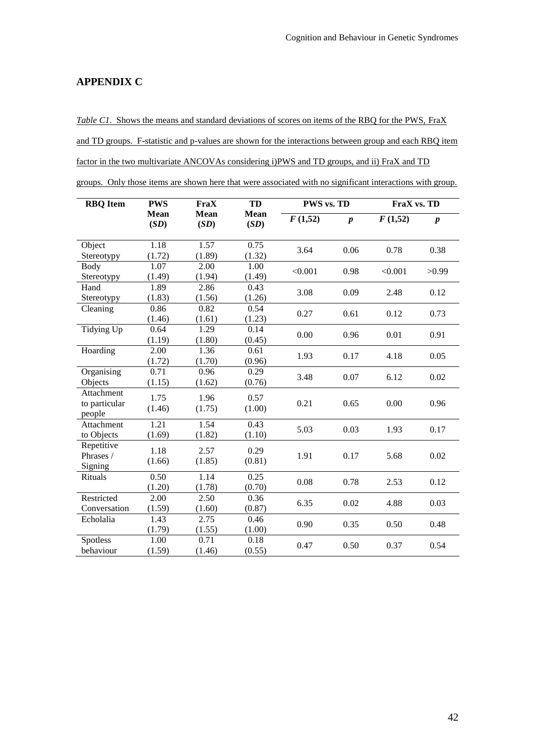## APPENDIX C

*Table C1*. Shows the means and standard deviations of scores on items of the RBQ for the PWS, FraX and TD groups. F-statistic and p-values are shown for the interactions between group and each RBQ item factor in the two multivariate ANCOVAs considering i)PWS and TD groups, and ii) FraX and TD groups. Only those items are shown here that were associated with no significant interactions with group.

| RBQ Item | PWS Mean (*SD*) | FraX Mean (*SD*) | TD Mean (*SD*) | PWS vs. TD | | FraX vs. TD | |
|---|---|---|---|---|---|---|---|
| | | | | *F* (1,52) | *p* | *F* (1,52) | *p* |
| Object Stereotypy | 1.18 (1.72) | 1.57 (1.89) | 0.75 (1.32) | 3.64 | 0.06 | 0.78 | 0.38 |
| Body Stereotypy | 1.07 (1.49) | 2.00 (1.94) | 1.00 (1.49) | <0.001 | 0.98 | <0.001 | >0.99 |
| Hand Stereotypy | 1.89 (1.83) | 2.86 (1.56) | 0.43 (1.26) | 3.08 | 0.09 | 2.48 | 0.12 |
| Cleaning | 0.86 (1.46) | 0.82 (1.61) | 0.54 (1.23) | 0.27 | 0.61 | 0.12 | 0.73 |
| Tidying Up | 0.64 (1.19) | 1.29 (1.80) | 0.14 (0.45) | 0.00 | 0.96 | 0.01 | 0.91 |
| Hoarding | 2.00 (1.72) | 1.36 (1.70) | 0.61 (0.96) | 1.93 | 0.17 | 4.18 | 0.05 |
| Organising Objects | 0.71 (1.15) | 0.96 (1.62) | 0.29 (0.76) | 3.48 | 0.07 | 6.12 | 0.02 |
| Attachment to particular people | 1.75 (1.46) | 1.96 (1.75) | 0.57 (1.00) | 0.21 | 0.65 | 0.00 | 0.96 |
| Attachment to Objects | 1.21 (1.69) | 1.54 (1.82) | 0.43 (1.10) | 5.03 | 0.03 | 1.93 | 0.17 |
| Repetitive Phrases / Signing | 1.18 (1.66) | 2.57 (1.85) | 0.29 (0.81) | 1.91 | 0.17 | 5.68 | 0.02 |
| Rituals | 0.50 (1.20) | 1.14 (1.78) | 0.25 (0.70) | 0.08 | 0.78 | 2.53 | 0.12 |
| Restricted Conversation | 2.00 (1.59) | 2.50 (1.60) | 0.36 (0.87) | 6.35 | 0.02 | 4.88 | 0.03 |
| Echolalia | 1.43 (1.79) | 2.75 (1.55) | 0.46 (1.00) | 0.90 | 0.35 | 0.50 | 0.48 |
| Spotless behaviour | 1.00 (1.59) | 0.71 (1.46) | 0.18 (0.55) | 0.47 | 0.50 | 0.37 | 0.54 |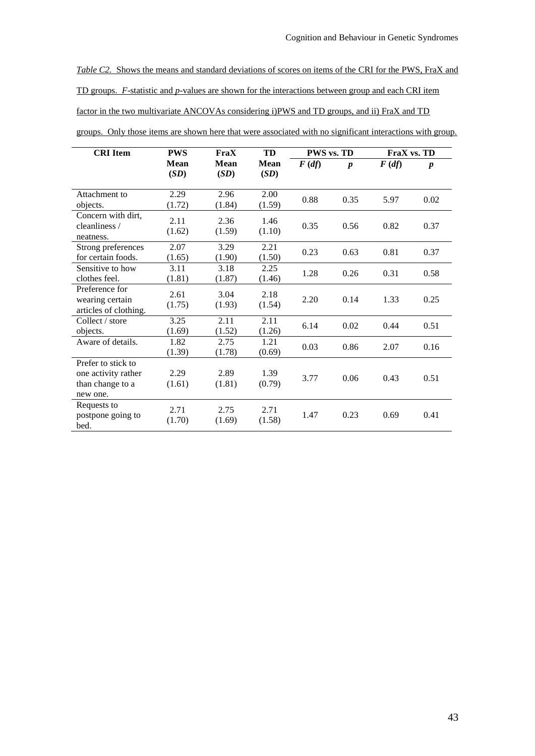*Table C2.* Shows the means and standard deviations of scores on items of the CRI for the PWS, FraX and TD groups. *F*-statistic and *p*-values are shown for the interactions between group and each CRI item factor in the two multivariate ANCOVAs considering i)PWS and TD groups, and ii) FraX and TD groups. Only those items are shown here that were associated with no significant interactions with group.

| CRI Item | PWS | FraX | TD | PWS vs. TD | | FraX vs. TD | |
|---|---|---|---|---|---|---|---|
| | **Mean (*SD*)** | **Mean (*SD*)** | **Mean (*SD*)** | ***F* (*df*)** | ***p*** | ***F* (*df*)** | ***p*** |
| Attachment to objects. | 2.29 (1.72) | 2.96 (1.84) | 2.00 (1.59) | 0.88 | 0.35 | 5.97 | 0.02 |
| Concern with dirt, cleanliness / neatness. | 2.11 (1.62) | 2.36 (1.59) | 1.46 (1.10) | 0.35 | 0.56 | 0.82 | 0.37 |
| Strong preferences for certain foods. | 2.07 (1.65) | 3.29 (1.90) | 2.21 (1.50) | 0.23 | 0.63 | 0.81 | 0.37 |
| Sensitive to how clothes feel. | 3.11 (1.81) | 3.18 (1.87) | 2.25 (1.46) | 1.28 | 0.26 | 0.31 | 0.58 |
| Preference for wearing certain articles of clothing. | 2.61 (1.75) | 3.04 (1.93) | 2.18 (1.54) | 2.20 | 0.14 | 1.33 | 0.25 |
| Collect / store objects. | 3.25 (1.69) | 2.11 (1.52) | 2.11 (1.26) | 6.14 | 0.02 | 0.44 | 0.51 |
| Aware of details. | 1.82 (1.39) | 2.75 (1.78) | 1.21 (0.69) | 0.03 | 0.86 | 2.07 | 0.16 |
| Prefer to stick to one activity rather than change to a new one. | 2.29 (1.61) | 2.89 (1.81) | 1.39 (0.79) | 3.77 | 0.06 | 0.43 | 0.51 |
| Requests to postpone going to bed. | 2.71 (1.70) | 2.75 (1.69) | 2.71 (1.58) | 1.47 | 0.23 | 0.69 | 0.41 |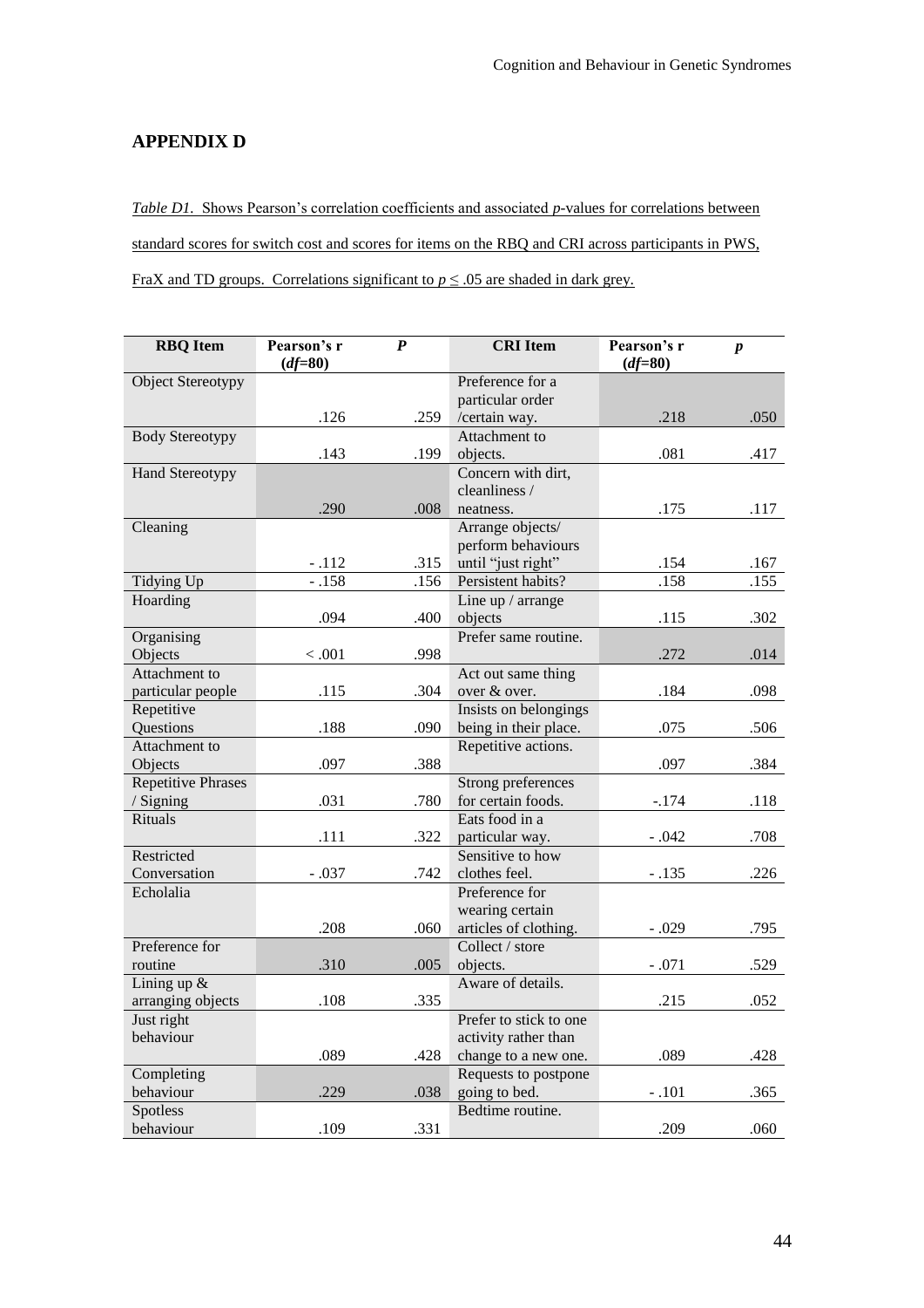## APPENDIX D

*Table D1.* Shows Pearson's correlation coefficients and associated *p*-values for correlations between standard scores for switch cost and scores for items on the RBQ and CRI across participants in PWS, FraX and TD groups. Correlations significant to $p \leq .05$ are shaded in dark grey.

| RBQ Item | Pearson's r ($df$=80) | $P$ | CRI Item | Pearson's r ($df$=80) | $p$ |
|---|---|---|---|---|---|
| Object Stereotypy | .126 | .259 | Preference for a particular order /certain way. | .218 | .050 |
| Body Stereotypy | .143 | .199 | Attachment to objects. | .081 | .417 |
| Hand Stereotypy | .290 | .008 | Concern with dirt, cleanliness / neatness. | .175 | .117 |
| Cleaning | - .112 | .315 | Arrange objects/ perform behaviours until "just right" | .154 | .167 |
| Tidying Up | - .158 | .156 | Persistent habits? | .158 | .155 |
| Hoarding | .094 | .400 | Line up / arrange objects | .115 | .302 |
| Organising Objects | < .001 | .998 | Prefer same routine. | .272 | .014 |
| Attachment to particular people | .115 | .304 | Act out same thing over & over. | .184 | .098 |
| Repetitive Questions | .188 | .090 | Insists on belongings being in their place. | .075 | .506 |
| Attachment to Objects | .097 | .388 | Repetitive actions. | .097 | .384 |
| Repetitive Phrases / Signing | .031 | .780 | Strong preferences for certain foods. | -.174 | .118 |
| Rituals | .111 | .322 | Eats food in a particular way. | - .042 | .708 |
| Restricted Conversation | - .037 | .742 | Sensitive to how clothes feel. | - .135 | .226 |
| Echolalia | .208 | .060 | Preference for wearing certain articles of clothing. | - .029 | .795 |
| Preference for routine | .310 | .005 | Collect / store objects. | - .071 | .529 |
| Lining up & arranging objects | .108 | .335 | Aware of details. | .215 | .052 |
| Just right behaviour | .089 | .428 | Prefer to stick to one activity rather than change to a new one. | .089 | .428 |
| Completing behaviour | .229 | .038 | Requests to postpone going to bed. | - .101 | .365 |
| Spotless behaviour | .109 | .331 | Bedtime routine. | .209 | .060 |